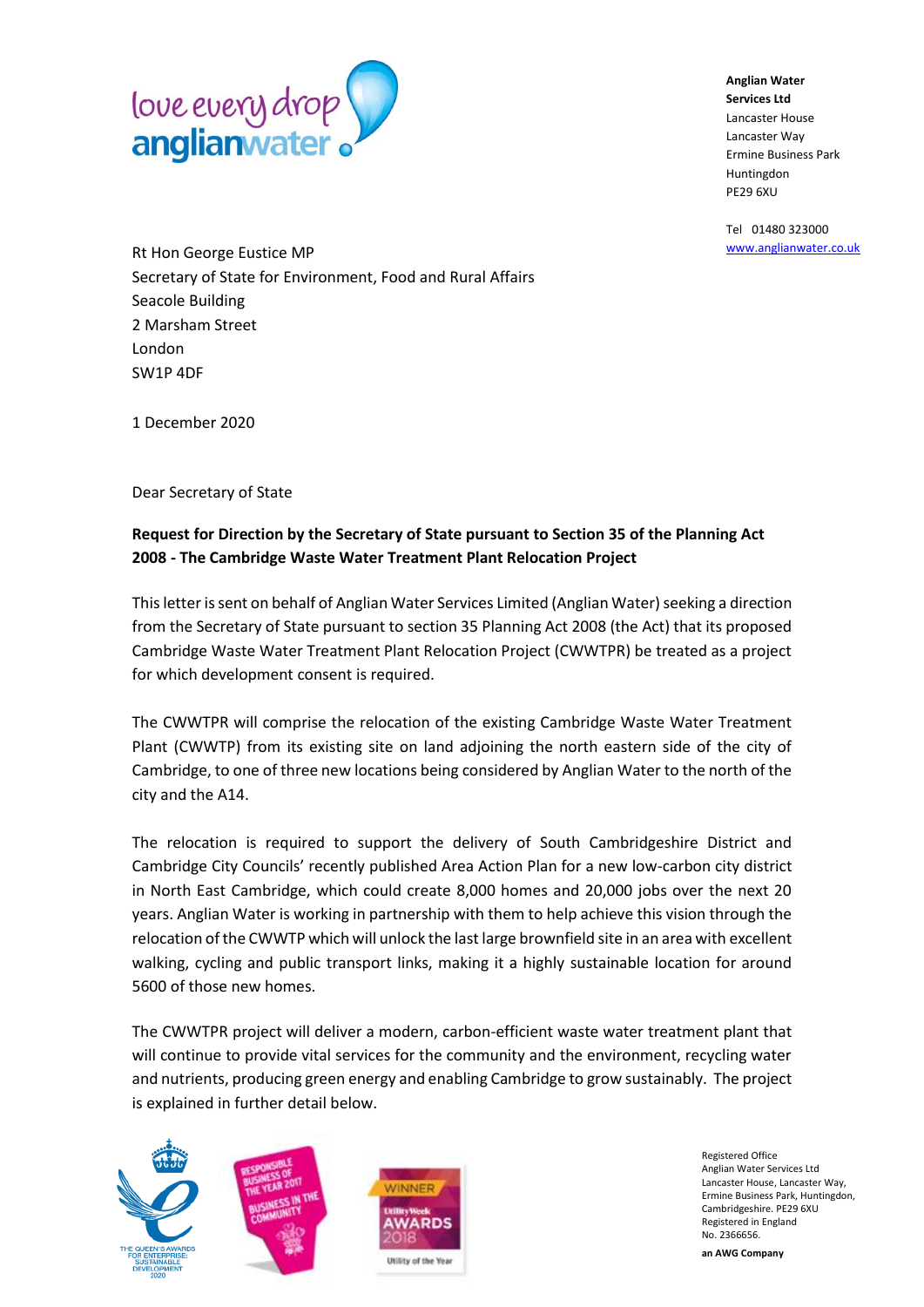**Anglian Water Services Ltd**
Lancaster House
Lancaster Way
Ermine Business Park
Huntingdon
PE29 6XU

Tel 01480 323000
www.anglianwater.co.uk

Rt Hon George Eustice MP
Secretary of State for Environment, Food and Rural Affairs
Seacole Building
2 Marsham Street
London
SW1P 4DF

1 December 2020

Dear Secretary of State

**Request for Direction by the Secretary of State pursuant to Section 35 of the Planning Act 2008 - The Cambridge Waste Water Treatment Plant Relocation Project**

This letter is sent on behalf of Anglian Water Services Limited (Anglian Water) seeking a direction from the Secretary of State pursuant to section 35 Planning Act 2008 (the Act) that its proposed Cambridge Waste Water Treatment Plant Relocation Project (CWWTPR) be treated as a project for which development consent is required.

The CWWTPR will comprise the relocation of the existing Cambridge Waste Water Treatment Plant (CWWTP) from its existing site on land adjoining the north eastern side of the city of Cambridge, to one of three new locations being considered by Anglian Water to the north of the city and the A14.

The relocation is required to support the delivery of South Cambridgeshire District and Cambridge City Councils' recently published Area Action Plan for a new low-carbon city district in North East Cambridge, which could create 8,000 homes and 20,000 jobs over the next 20 years. Anglian Water is working in partnership with them to help achieve this vision through the relocation of the CWWTP which will unlock the last large brownfield site in an area with excellent walking, cycling and public transport links, making it a highly sustainable location for around 5600 of those new homes.

The CWWTPR project will deliver a modern, carbon-efficient waste water treatment plant that will continue to provide vital services for the community and the environment, recycling water and nutrients, producing green energy and enabling Cambridge to grow sustainably. The project is explained in further detail below.

Registered Office
Anglian Water Services Ltd
Lancaster House, Lancaster Way,
Ermine Business Park, Huntingdon,
Cambridgeshire. PE29 6XU
Registered in England
No. 2366656.

**an AWG Company**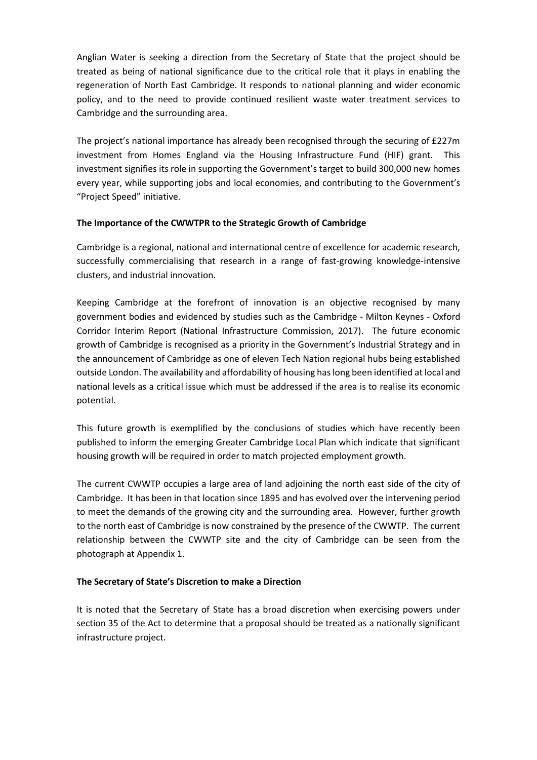Anglian Water is seeking a direction from the Secretary of State that the project should be treated as being of national significance due to the critical role that it plays in enabling the regeneration of North East Cambridge. It responds to national planning and wider economic policy, and to the need to provide continued resilient waste water treatment services to Cambridge and the surrounding area.

The project's national importance has already been recognised through the securing of £227m investment from Homes England via the Housing Infrastructure Fund (HIF) grant. This investment signifies its role in supporting the Government's target to build 300,000 new homes every year, while supporting jobs and local economies, and contributing to the Government's "Project Speed" initiative.

**The Importance of the CWWTPR to the Strategic Growth of Cambridge**

Cambridge is a regional, national and international centre of excellence for academic research, successfully commercialising that research in a range of fast-growing knowledge-intensive clusters, and industrial innovation.

Keeping Cambridge at the forefront of innovation is an objective recognised by many government bodies and evidenced by studies such as the Cambridge - Milton Keynes - Oxford Corridor Interim Report (National Infrastructure Commission, 2017). The future economic growth of Cambridge is recognised as a priority in the Government's Industrial Strategy and in the announcement of Cambridge as one of eleven Tech Nation regional hubs being established outside London. The availability and affordability of housing has long been identified at local and national levels as a critical issue which must be addressed if the area is to realise its economic potential.

This future growth is exemplified by the conclusions of studies which have recently been published to inform the emerging Greater Cambridge Local Plan which indicate that significant housing growth will be required in order to match projected employment growth.

The current CWWTP occupies a large area of land adjoining the north east side of the city of Cambridge. It has been in that location since 1895 and has evolved over the intervening period to meet the demands of the growing city and the surrounding area. However, further growth to the north east of Cambridge is now constrained by the presence of the CWWTP. The current relationship between the CWWTP site and the city of Cambridge can be seen from the photograph at Appendix 1.

**The Secretary of State's Discretion to make a Direction**

It is noted that the Secretary of State has a broad discretion when exercising powers under section 35 of the Act to determine that a proposal should be treated as a nationally significant infrastructure project.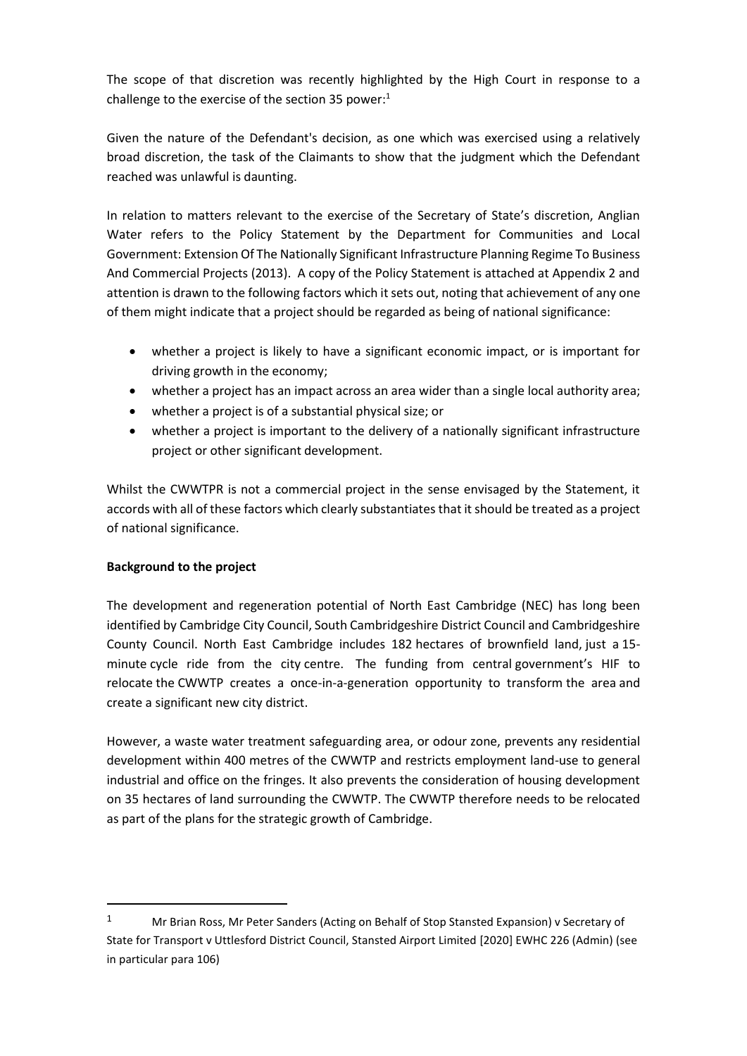The scope of that discretion was recently highlighted by the High Court in response to a challenge to the exercise of the section 35 power:[1]

Given the nature of the Defendant's decision, as one which was exercised using a relatively broad discretion, the task of the Claimants to show that the judgment which the Defendant reached was unlawful is daunting.

In relation to matters relevant to the exercise of the Secretary of State's discretion, Anglian Water refers to the Policy Statement by the Department for Communities and Local Government: Extension Of The Nationally Significant Infrastructure Planning Regime To Business And Commercial Projects (2013). A copy of the Policy Statement is attached at Appendix 2 and attention is drawn to the following factors which it sets out, noting that achievement of any one of them might indicate that a project should be regarded as being of national significance:

- whether a project is likely to have a significant economic impact, or is important for driving growth in the economy;
- whether a project has an impact across an area wider than a single local authority area;
- whether a project is of a substantial physical size; or
- whether a project is important to the delivery of a nationally significant infrastructure project or other significant development.

Whilst the CWWTPR is not a commercial project in the sense envisaged by the Statement, it accords with all of these factors which clearly substantiates that it should be treated as a project of national significance.

**Background to the project**

The development and regeneration potential of North East Cambridge (NEC) has long been identified by Cambridge City Council, South Cambridgeshire District Council and Cambridgeshire County Council. North East Cambridge includes 182 hectares of brownfield land, just a 15-minute cycle ride from the city centre. The funding from central government's HIF to relocate the CWWTP creates a once-in-a-generation opportunity to transform the area and create a significant new city district.

However, a waste water treatment safeguarding area, or odour zone, prevents any residential development within 400 metres of the CWWTP and restricts employment land-use to general industrial and office on the fringes. It also prevents the consideration of housing development on 35 hectares of land surrounding the CWWTP. The CWWTP therefore needs to be relocated as part of the plans for the strategic growth of Cambridge.

---

[1] Mr Brian Ross, Mr Peter Sanders (Acting on Behalf of Stop Stansted Expansion) v Secretary of State for Transport v Uttlesford District Council, Stansted Airport Limited [2020] EWHC 226 (Admin) (see in particular para 106)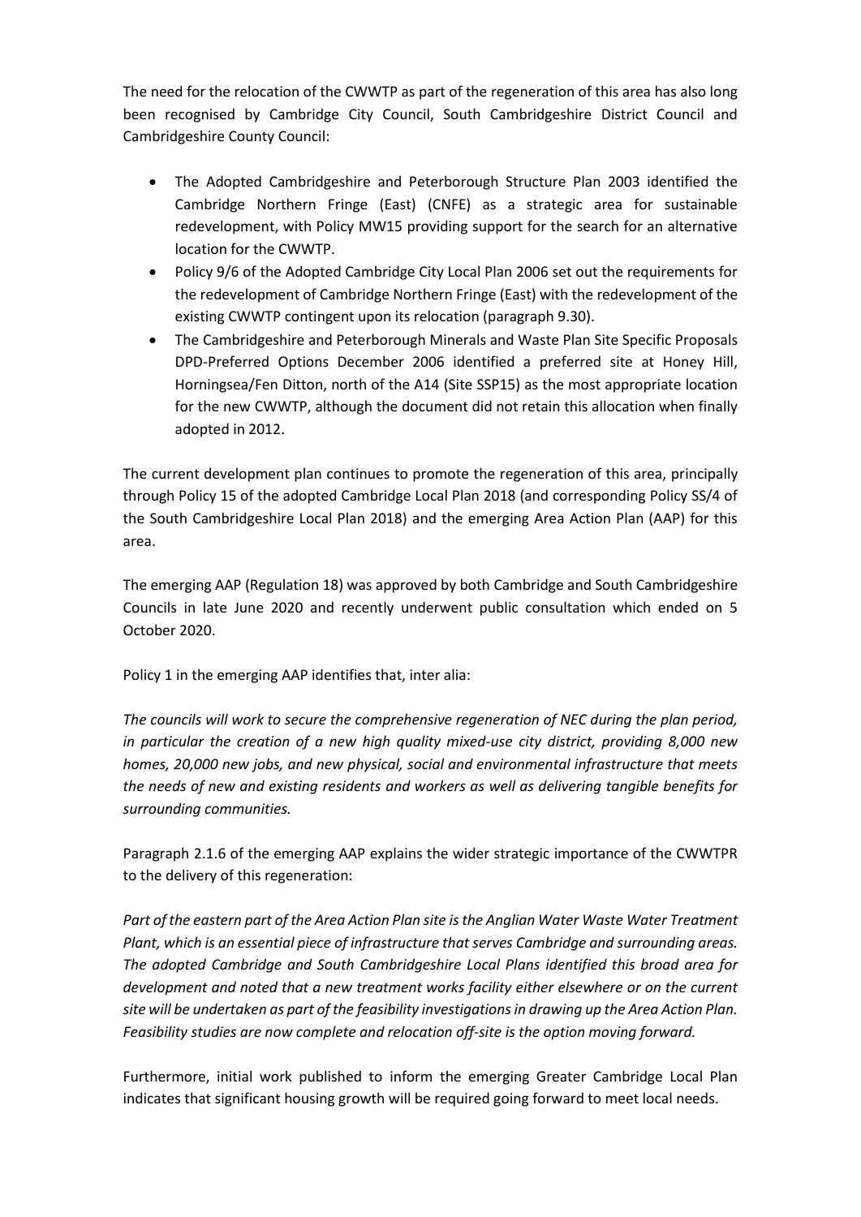The need for the relocation of the CWWTP as part of the regeneration of this area has also long been recognised by Cambridge City Council, South Cambridgeshire District Council and Cambridgeshire County Council:

- The Adopted Cambridgeshire and Peterborough Structure Plan 2003 identified the Cambridge Northern Fringe (East) (CNFE) as a strategic area for sustainable redevelopment, with Policy MW15 providing support for the search for an alternative location for the CWWTP.
- Policy 9/6 of the Adopted Cambridge City Local Plan 2006 set out the requirements for the redevelopment of Cambridge Northern Fringe (East) with the redevelopment of the existing CWWTP contingent upon its relocation (paragraph 9.30).
- The Cambridgeshire and Peterborough Minerals and Waste Plan Site Specific Proposals DPD-Preferred Options December 2006 identified a preferred site at Honey Hill, Horningsea/Fen Ditton, north of the A14 (Site SSP15) as the most appropriate location for the new CWWTP, although the document did not retain this allocation when finally adopted in 2012.

The current development plan continues to promote the regeneration of this area, principally through Policy 15 of the adopted Cambridge Local Plan 2018 (and corresponding Policy SS/4 of the South Cambridgeshire Local Plan 2018) and the emerging Area Action Plan (AAP) for this area.

The emerging AAP (Regulation 18) was approved by both Cambridge and South Cambridgeshire Councils in late June 2020 and recently underwent public consultation which ended on 5 October 2020.

Policy 1 in the emerging AAP identifies that, inter alia:

*The councils will work to secure the comprehensive regeneration of NEC during the plan period, in particular the creation of a new high quality mixed-use city district, providing 8,000 new homes, 20,000 new jobs, and new physical, social and environmental infrastructure that meets the needs of new and existing residents and workers as well as delivering tangible benefits for surrounding communities.*

Paragraph 2.1.6 of the emerging AAP explains the wider strategic importance of the CWWTPR to the delivery of this regeneration:

*Part of the eastern part of the Area Action Plan site is the Anglian Water Waste Water Treatment Plant, which is an essential piece of infrastructure that serves Cambridge and surrounding areas. The adopted Cambridge and South Cambridgeshire Local Plans identified this broad area for development and noted that a new treatment works facility either elsewhere or on the current site will be undertaken as part of the feasibility investigations in drawing up the Area Action Plan. Feasibility studies are now complete and relocation off-site is the option moving forward.*

Furthermore, initial work published to inform the emerging Greater Cambridge Local Plan indicates that significant housing growth will be required going forward to meet local needs.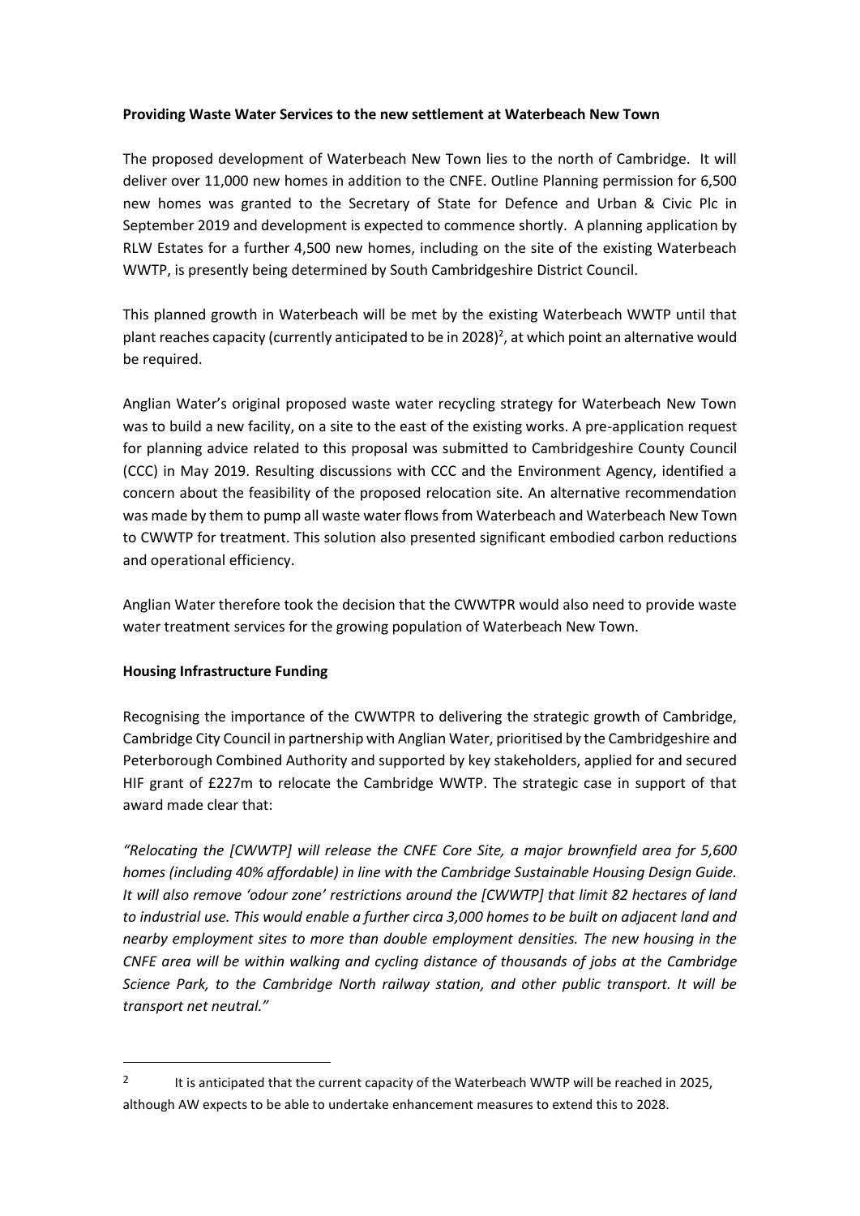**Providing Waste Water Services to the new settlement at Waterbeach New Town**

The proposed development of Waterbeach New Town lies to the north of Cambridge. It will deliver over 11,000 new homes in addition to the CNFE. Outline Planning permission for 6,500 new homes was granted to the Secretary of State for Defence and Urban & Civic Plc in September 2019 and development is expected to commence shortly. A planning application by RLW Estates for a further 4,500 new homes, including on the site of the existing Waterbeach WWTP, is presently being determined by South Cambridgeshire District Council.

This planned growth in Waterbeach will be met by the existing Waterbeach WWTP until that plant reaches capacity (currently anticipated to be in 2028)[2], at which point an alternative would be required.

Anglian Water's original proposed waste water recycling strategy for Waterbeach New Town was to build a new facility, on a site to the east of the existing works. A pre-application request for planning advice related to this proposal was submitted to Cambridgeshire County Council (CCC) in May 2019. Resulting discussions with CCC and the Environment Agency, identified a concern about the feasibility of the proposed relocation site. An alternative recommendation was made by them to pump all waste water flows from Waterbeach and Waterbeach New Town to CWWTP for treatment. This solution also presented significant embodied carbon reductions and operational efficiency.

Anglian Water therefore took the decision that the CWWTPR would also need to provide waste water treatment services for the growing population of Waterbeach New Town.

**Housing Infrastructure Funding**

Recognising the importance of the CWWTPR to delivering the strategic growth of Cambridge, Cambridge City Council in partnership with Anglian Water, prioritised by the Cambridgeshire and Peterborough Combined Authority and supported by key stakeholders, applied for and secured HIF grant of £227m to relocate the Cambridge WWTP. The strategic case in support of that award made clear that:

*"Relocating the [CWWTP] will release the CNFE Core Site, a major brownfield area for 5,600 homes (including 40% affordable) in line with the Cambridge Sustainable Housing Design Guide. It will also remove 'odour zone' restrictions around the [CWWTP] that limit 82 hectares of land to industrial use. This would enable a further circa 3,000 homes to be built on adjacent land and nearby employment sites to more than double employment densities. The new housing in the CNFE area will be within walking and cycling distance of thousands of jobs at the Cambridge Science Park, to the Cambridge North railway station, and other public transport. It will be transport net neutral."*

---

[2] It is anticipated that the current capacity of the Waterbeach WWTP will be reached in 2025, although AW expects to be able to undertake enhancement measures to extend this to 2028.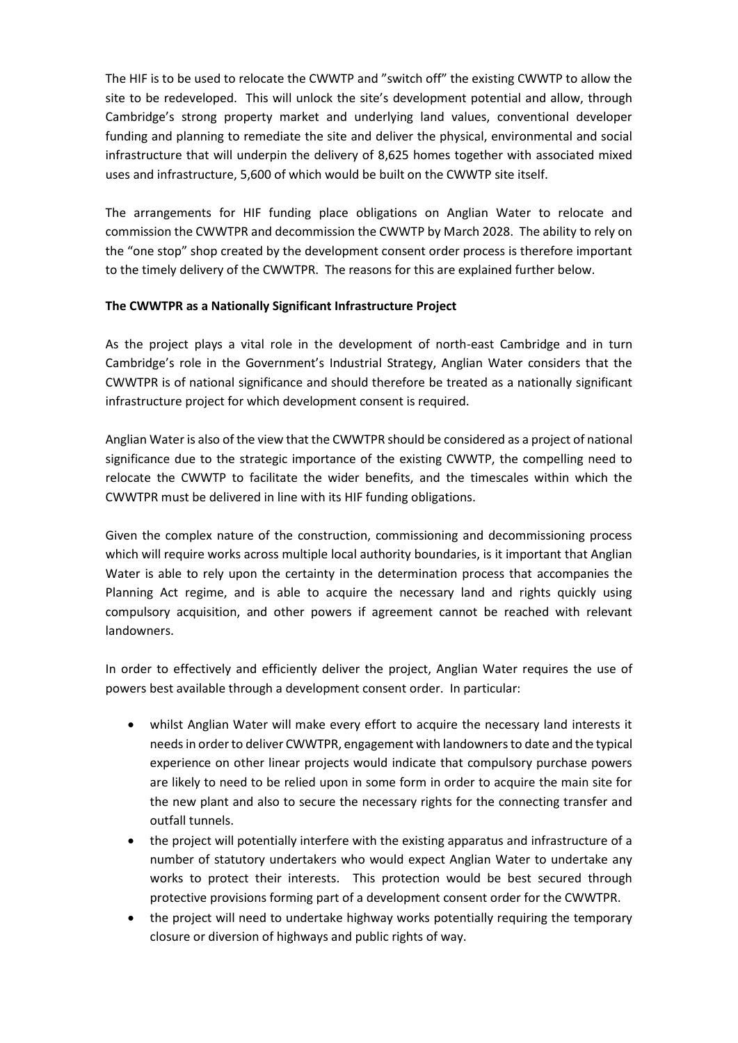The HIF is to be used to relocate the CWWTP and "switch off" the existing CWWTP to allow the site to be redeveloped. This will unlock the site's development potential and allow, through Cambridge's strong property market and underlying land values, conventional developer funding and planning to remediate the site and deliver the physical, environmental and social infrastructure that will underpin the delivery of 8,625 homes together with associated mixed uses and infrastructure, 5,600 of which would be built on the CWWTP site itself.

The arrangements for HIF funding place obligations on Anglian Water to relocate and commission the CWWTPR and decommission the CWWTP by March 2028. The ability to rely on the "one stop" shop created by the development consent order process is therefore important to the timely delivery of the CWWTPR. The reasons for this are explained further below.

**The CWWTPR as a Nationally Significant Infrastructure Project**

As the project plays a vital role in the development of north-east Cambridge and in turn Cambridge's role in the Government's Industrial Strategy, Anglian Water considers that the CWWTPR is of national significance and should therefore be treated as a nationally significant infrastructure project for which development consent is required.

Anglian Water is also of the view that the CWWTPR should be considered as a project of national significance due to the strategic importance of the existing CWWTP, the compelling need to relocate the CWWTP to facilitate the wider benefits, and the timescales within which the CWWTPR must be delivered in line with its HIF funding obligations.

Given the complex nature of the construction, commissioning and decommissioning process which will require works across multiple local authority boundaries, is it important that Anglian Water is able to rely upon the certainty in the determination process that accompanies the Planning Act regime, and is able to acquire the necessary land and rights quickly using compulsory acquisition, and other powers if agreement cannot be reached with relevant landowners.

In order to effectively and efficiently deliver the project, Anglian Water requires the use of powers best available through a development consent order. In particular:

- whilst Anglian Water will make every effort to acquire the necessary land interests it needs in order to deliver CWWTPR, engagement with landowners to date and the typical experience on other linear projects would indicate that compulsory purchase powers are likely to need to be relied upon in some form in order to acquire the main site for the new plant and also to secure the necessary rights for the connecting transfer and outfall tunnels.
- the project will potentially interfere with the existing apparatus and infrastructure of a number of statutory undertakers who would expect Anglian Water to undertake any works to protect their interests. This protection would be best secured through protective provisions forming part of a development consent order for the CWWTPR.
- the project will need to undertake highway works potentially requiring the temporary closure or diversion of highways and public rights of way.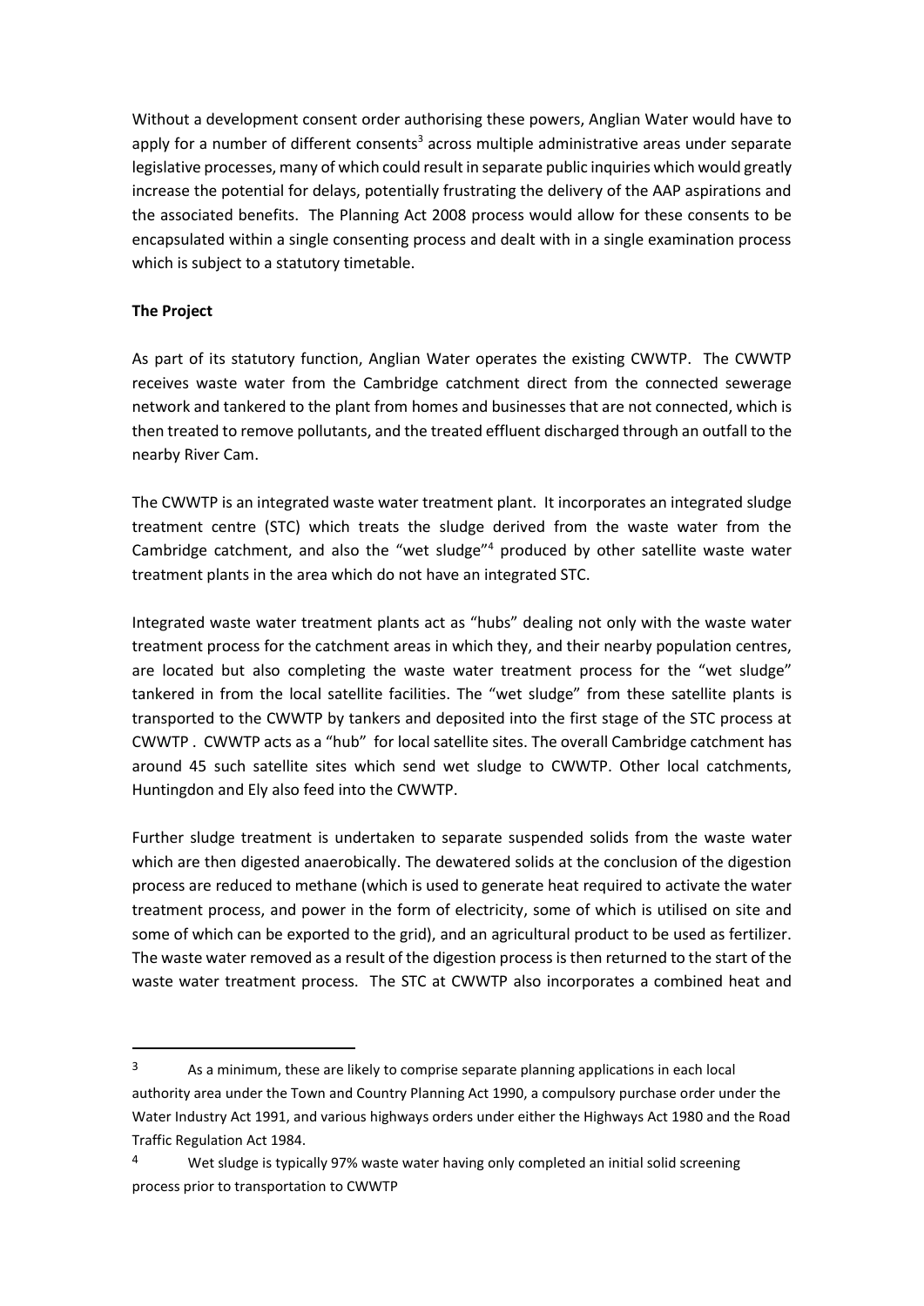Without a development consent order authorising these powers, Anglian Water would have to apply for a number of different consents[3] across multiple administrative areas under separate legislative processes, many of which could result in separate public inquiries which would greatly increase the potential for delays, potentially frustrating the delivery of the AAP aspirations and the associated benefits. The Planning Act 2008 process would allow for these consents to be encapsulated within a single consenting process and dealt with in a single examination process which is subject to a statutory timetable.

**The Project**

As part of its statutory function, Anglian Water operates the existing CWWTP. The CWWTP receives waste water from the Cambridge catchment direct from the connected sewerage network and tankered to the plant from homes and businesses that are not connected, which is then treated to remove pollutants, and the treated effluent discharged through an outfall to the nearby River Cam.

The CWWTP is an integrated waste water treatment plant. It incorporates an integrated sludge treatment centre (STC) which treats the sludge derived from the waste water from the Cambridge catchment, and also the "wet sludge"[4] produced by other satellite waste water treatment plants in the area which do not have an integrated STC.

Integrated waste water treatment plants act as "hubs" dealing not only with the waste water treatment process for the catchment areas in which they, and their nearby population centres, are located but also completing the waste water treatment process for the "wet sludge" tankered in from the local satellite facilities. The "wet sludge" from these satellite plants is transported to the CWWTP by tankers and deposited into the first stage of the STC process at CWWTP . CWWTP acts as a "hub" for local satellite sites. The overall Cambridge catchment has around 45 such satellite sites which send wet sludge to CWWTP. Other local catchments, Huntingdon and Ely also feed into the CWWTP.

Further sludge treatment is undertaken to separate suspended solids from the waste water which are then digested anaerobically. The dewatered solids at the conclusion of the digestion process are reduced to methane (which is used to generate heat required to activate the water treatment process, and power in the form of electricity, some of which is utilised on site and some of which can be exported to the grid), and an agricultural product to be used as fertilizer. The waste water removed as a result of the digestion process is then returned to the start of the waste water treatment process. The STC at CWWTP also incorporates a combined heat and

---

[3] As a minimum, these are likely to comprise separate planning applications in each local authority area under the Town and Country Planning Act 1990, a compulsory purchase order under the Water Industry Act 1991, and various highways orders under either the Highways Act 1980 and the Road Traffic Regulation Act 1984.

[4] Wet sludge is typically 97% waste water having only completed an initial solid screening process prior to transportation to CWWTP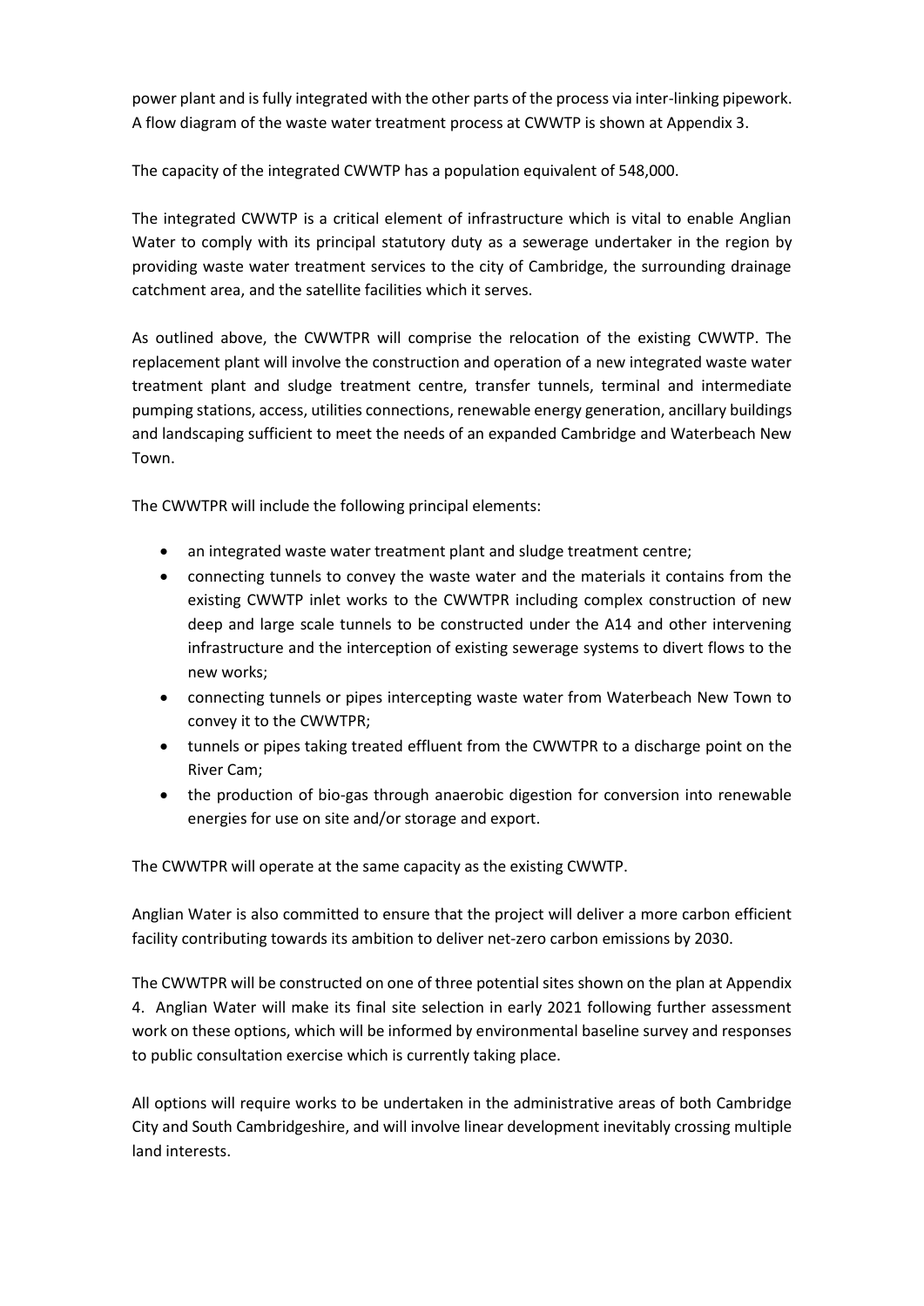power plant and is fully integrated with the other parts of the process via inter-linking pipework. A flow diagram of the waste water treatment process at CWWTP is shown at Appendix 3.

The capacity of the integrated CWWTP has a population equivalent of 548,000.

The integrated CWWTP is a critical element of infrastructure which is vital to enable Anglian Water to comply with its principal statutory duty as a sewerage undertaker in the region by providing waste water treatment services to the city of Cambridge, the surrounding drainage catchment area, and the satellite facilities which it serves.

As outlined above, the CWWTPR will comprise the relocation of the existing CWWTP. The replacement plant will involve the construction and operation of a new integrated waste water treatment plant and sludge treatment centre, transfer tunnels, terminal and intermediate pumping stations, access, utilities connections, renewable energy generation, ancillary buildings and landscaping sufficient to meet the needs of an expanded Cambridge and Waterbeach New Town.

The CWWTPR will include the following principal elements:

- an integrated waste water treatment plant and sludge treatment centre;
- connecting tunnels to convey the waste water and the materials it contains from the existing CWWTP inlet works to the CWWTPR including complex construction of new deep and large scale tunnels to be constructed under the A14 and other intervening infrastructure and the interception of existing sewerage systems to divert flows to the new works;
- connecting tunnels or pipes intercepting waste water from Waterbeach New Town to convey it to the CWWTPR;
- tunnels or pipes taking treated effluent from the CWWTPR to a discharge point on the River Cam;
- the production of bio-gas through anaerobic digestion for conversion into renewable energies for use on site and/or storage and export.

The CWWTPR will operate at the same capacity as the existing CWWTP.

Anglian Water is also committed to ensure that the project will deliver a more carbon efficient facility contributing towards its ambition to deliver net-zero carbon emissions by 2030.

The CWWTPR will be constructed on one of three potential sites shown on the plan at Appendix 4. Anglian Water will make its final site selection in early 2021 following further assessment work on these options, which will be informed by environmental baseline survey and responses to public consultation exercise which is currently taking place.

All options will require works to be undertaken in the administrative areas of both Cambridge City and South Cambridgeshire, and will involve linear development inevitably crossing multiple land interests.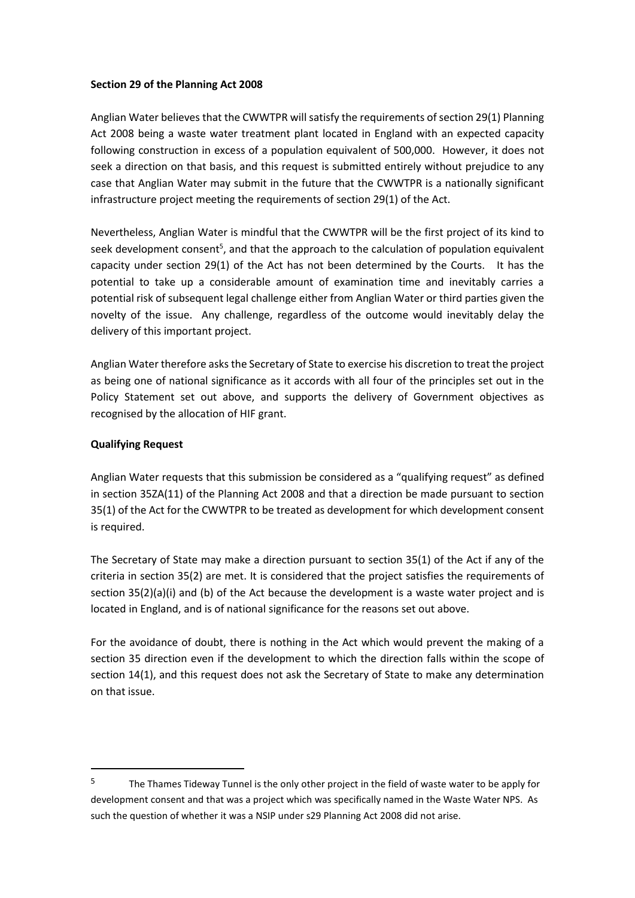**Section 29 of the Planning Act 2008**

Anglian Water believes that the CWWTPR will satisfy the requirements of section 29(1) Planning Act 2008 being a waste water treatment plant located in England with an expected capacity following construction in excess of a population equivalent of 500,000. However, it does not seek a direction on that basis, and this request is submitted entirely without prejudice to any case that Anglian Water may submit in the future that the CWWTPR is a nationally significant infrastructure project meeting the requirements of section 29(1) of the Act.

Nevertheless, Anglian Water is mindful that the CWWTPR will be the first project of its kind to seek development consent[5], and that the approach to the calculation of population equivalent capacity under section 29(1) of the Act has not been determined by the Courts. It has the potential to take up a considerable amount of examination time and inevitably carries a potential risk of subsequent legal challenge either from Anglian Water or third parties given the novelty of the issue. Any challenge, regardless of the outcome would inevitably delay the delivery of this important project.

Anglian Water therefore asks the Secretary of State to exercise his discretion to treat the project as being one of national significance as it accords with all four of the principles set out in the Policy Statement set out above, and supports the delivery of Government objectives as recognised by the allocation of HIF grant.

**Qualifying Request**

Anglian Water requests that this submission be considered as a "qualifying request" as defined in section 35ZA(11) of the Planning Act 2008 and that a direction be made pursuant to section 35(1) of the Act for the CWWTPR to be treated as development for which development consent is required.

The Secretary of State may make a direction pursuant to section 35(1) of the Act if any of the criteria in section 35(2) are met. It is considered that the project satisfies the requirements of section 35(2)(a)(i) and (b) of the Act because the development is a waste water project and is located in England, and is of national significance for the reasons set out above.

For the avoidance of doubt, there is nothing in the Act which would prevent the making of a section 35 direction even if the development to which the direction falls within the scope of section 14(1), and this request does not ask the Secretary of State to make any determination on that issue.

---

[5] The Thames Tideway Tunnel is the only other project in the field of waste water to be apply for development consent and that was a project which was specifically named in the Waste Water NPS. As such the question of whether it was a NSIP under s29 Planning Act 2008 did not arise.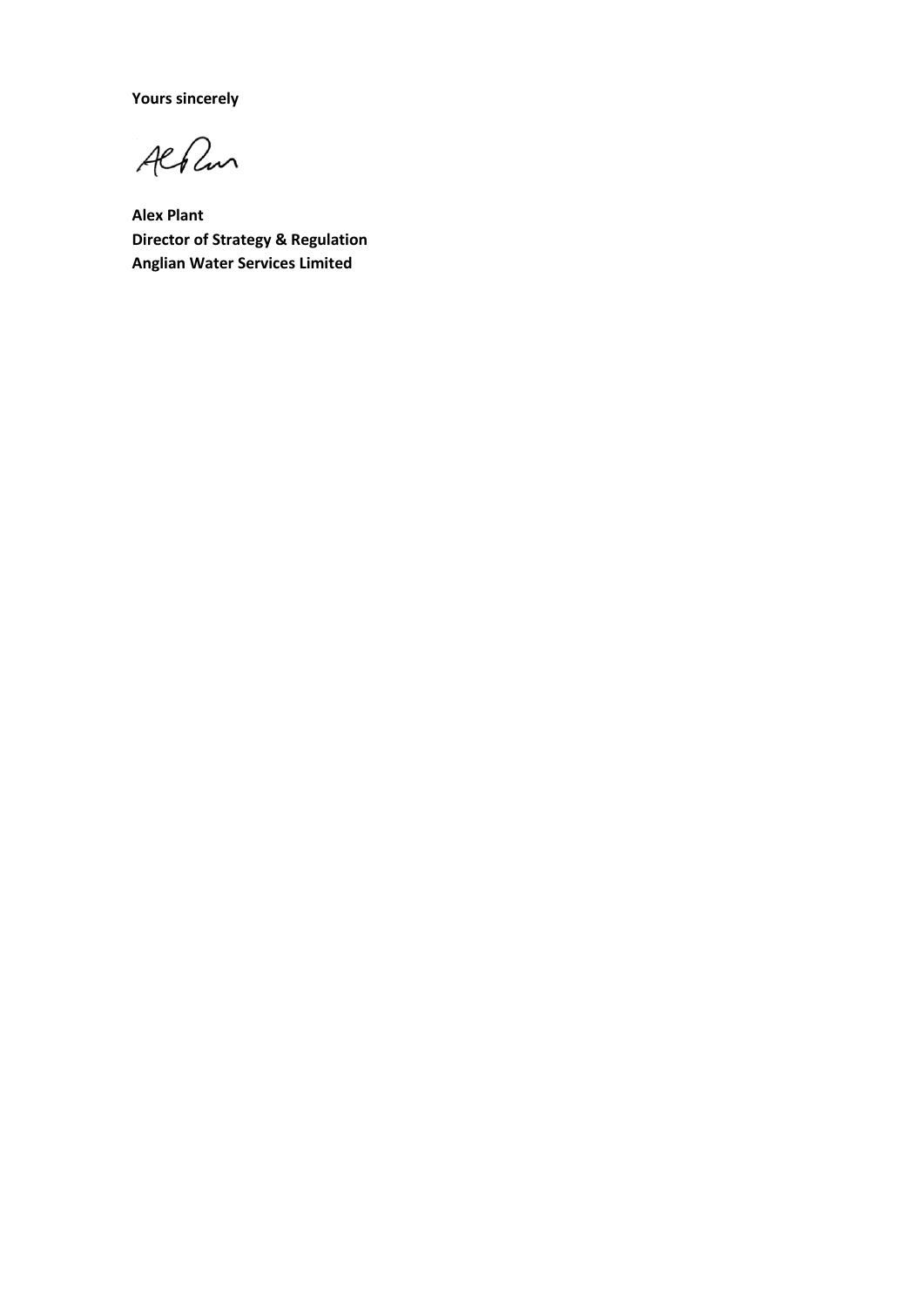**Yours sincerely**

**Alex Plant**
**Director of Strategy & Regulation**
**Anglian Water Services Limited**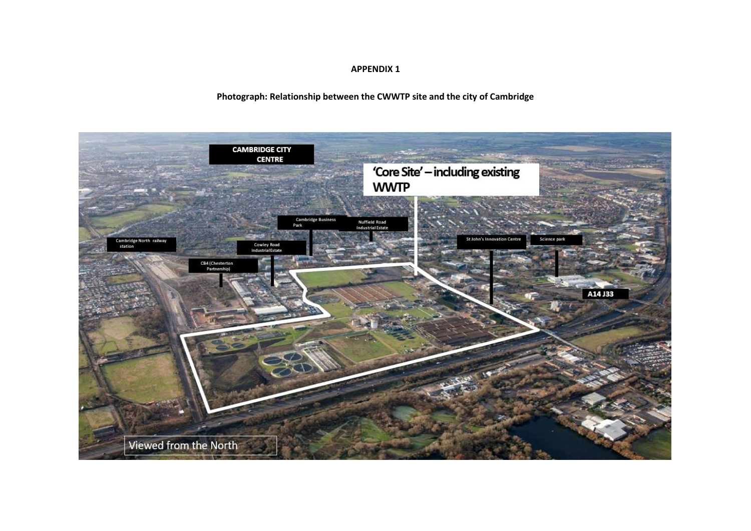**APPENDIX 1**

**Photograph: Relationship between the CWWTP site and the city of Cambridge**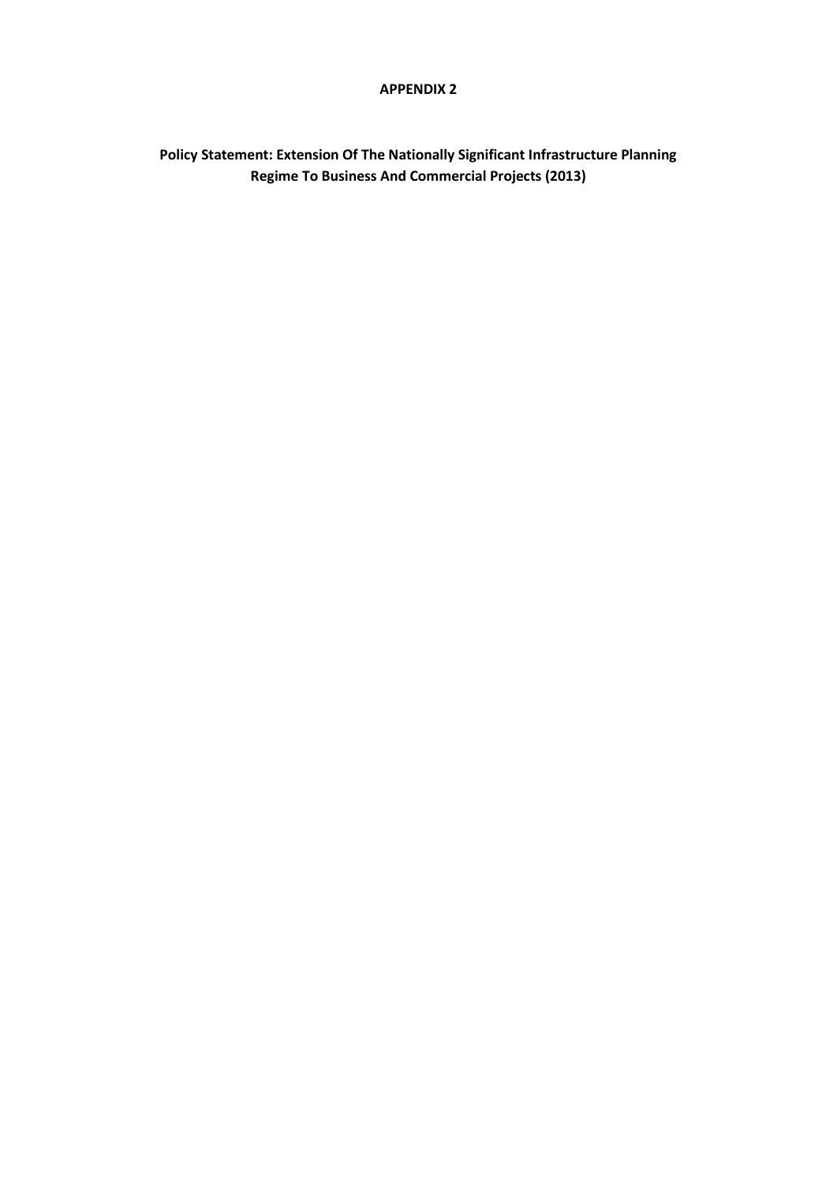**APPENDIX 2**

**Policy Statement: Extension Of The Nationally Significant Infrastructure Planning Regime To Business And Commercial Projects (2013)**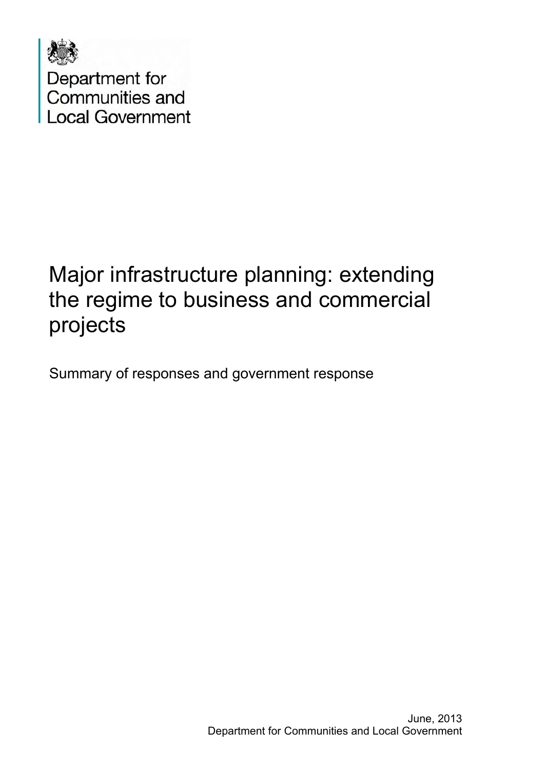Department for Communities and Local Government

# Major infrastructure planning: extending the regime to business and commercial projects

Summary of responses and government response

June, 2013
Department for Communities and Local Government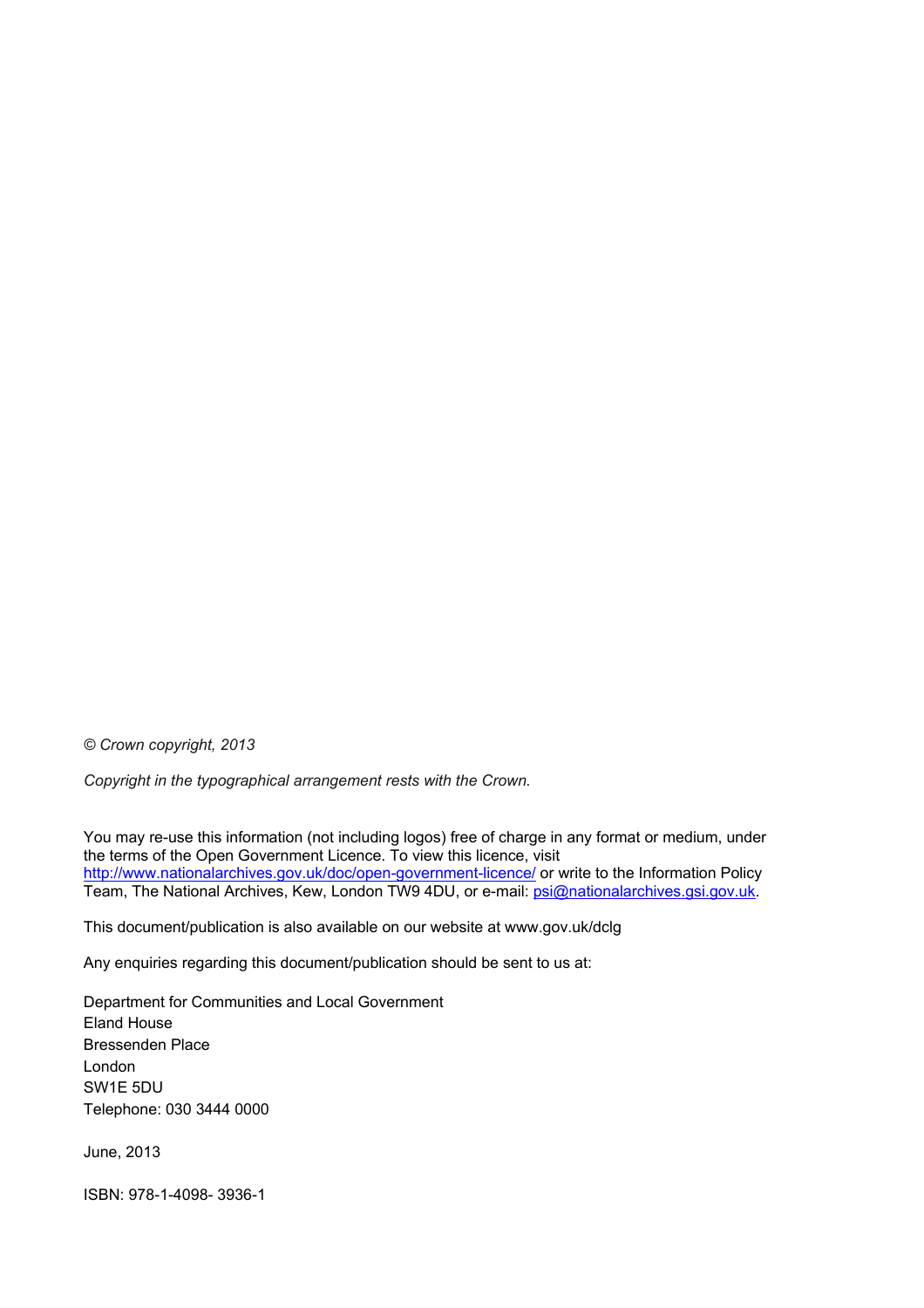*© Crown copyright, 2013*

*Copyright in the typographical arrangement rests with the Crown.*

You may re-use this information (not including logos) free of charge in any format or medium, under the terms of the Open Government Licence. To view this licence, visit http://www.nationalarchives.gov.uk/doc/open-government-licence/ or write to the Information Policy Team, The National Archives, Kew, London TW9 4DU, or e-mail: psi@nationalarchives.gsi.gov.uk.

This document/publication is also available on our website at www.gov.uk/dclg

Any enquiries regarding this document/publication should be sent to us at:

Department for Communities and Local Government
Eland House
Bressenden Place
London
SW1E 5DU
Telephone: 030 3444 0000

June, 2013

ISBN: 978-1-4098- 3936-1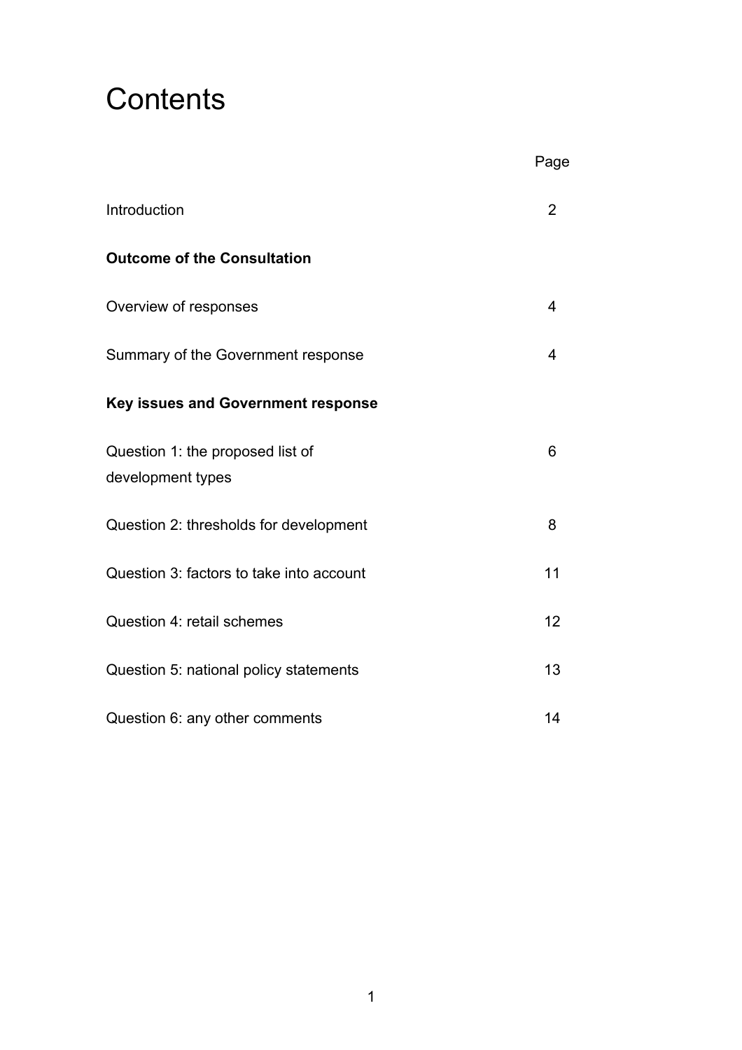# Contents

| | Page |
|---|---|
| Introduction | 2 |
| **Outcome of the Consultation** | |
| Overview of responses | 4 |
| Summary of the Government response | 4 |
| **Key issues and Government response** | |
| Question 1: the proposed list of development types | 6 |
| Question 2: thresholds for development | 8 |
| Question 3: factors to take into account | 11 |
| Question 4: retail schemes | 12 |
| Question 5: national policy statements | 13 |
| Question 6: any other comments | 14 |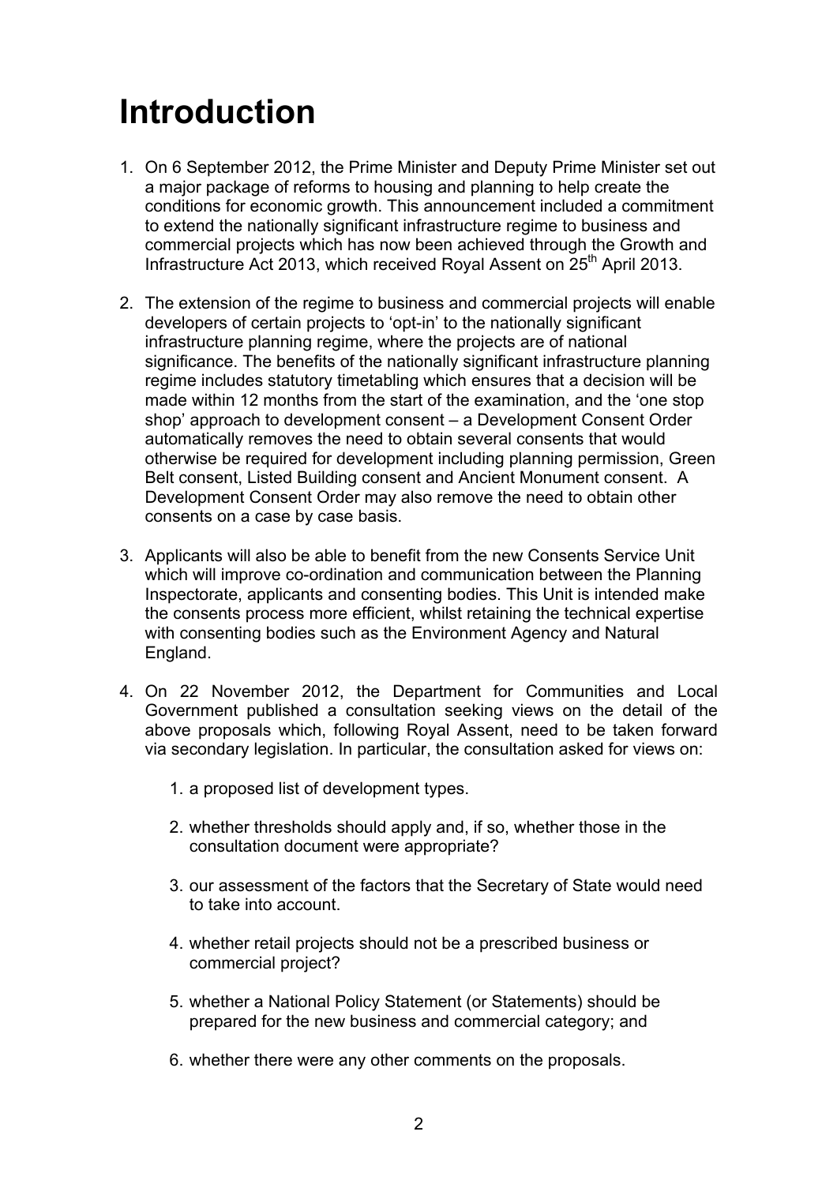# Introduction

1. On 6 September 2012, the Prime Minister and Deputy Prime Minister set out a major package of reforms to housing and planning to help create the conditions for economic growth. This announcement included a commitment to extend the nationally significant infrastructure regime to business and commercial projects which has now been achieved through the Growth and Infrastructure Act 2013, which received Royal Assent on 25th April 2013.

2. The extension of the regime to business and commercial projects will enable developers of certain projects to 'opt-in' to the nationally significant infrastructure planning regime, where the projects are of national significance. The benefits of the nationally significant infrastructure planning regime includes statutory timetabling which ensures that a decision will be made within 12 months from the start of the examination, and the 'one stop shop' approach to development consent – a Development Consent Order automatically removes the need to obtain several consents that would otherwise be required for development including planning permission, Green Belt consent, Listed Building consent and Ancient Monument consent. A Development Consent Order may also remove the need to obtain other consents on a case by case basis.

3. Applicants will also be able to benefit from the new Consents Service Unit which will improve co-ordination and communication between the Planning Inspectorate, applicants and consenting bodies. This Unit is intended make the consents process more efficient, whilst retaining the technical expertise with consenting bodies such as the Environment Agency and Natural England.

4. On 22 November 2012, the Department for Communities and Local Government published a consultation seeking views on the detail of the above proposals which, following Royal Assent, need to be taken forward via secondary legislation. In particular, the consultation asked for views on:

    1. a proposed list of development types.

    2. whether thresholds should apply and, if so, whether those in the consultation document were appropriate?

    3. our assessment of the factors that the Secretary of State would need to take into account.

    4. whether retail projects should not be a prescribed business or commercial project?

    5. whether a National Policy Statement (or Statements) should be prepared for the new business and commercial category; and

    6. whether there were any other comments on the proposals.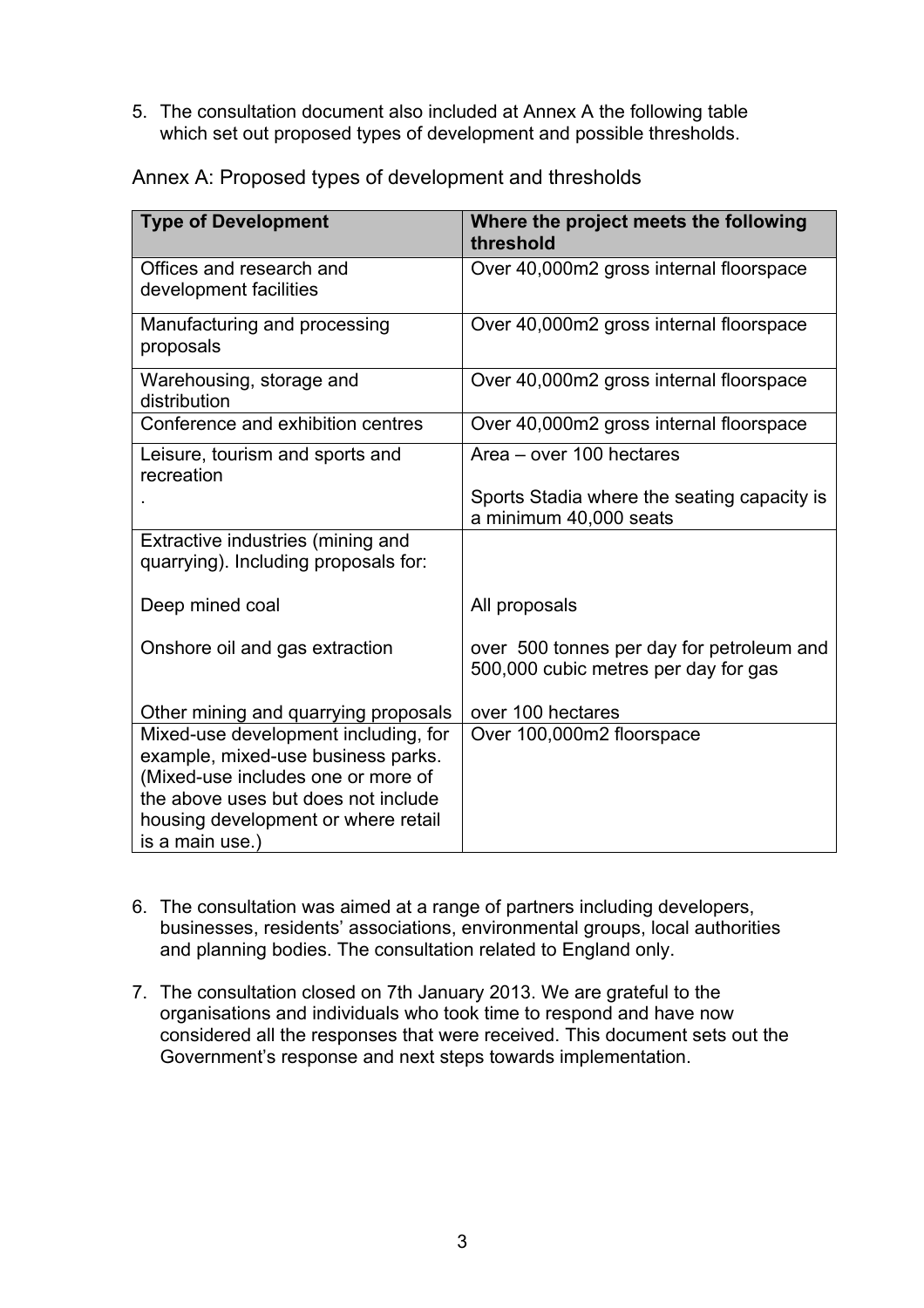5. The consultation document also included at Annex A the following table which set out proposed types of development and possible thresholds.

Annex A: Proposed types of development and thresholds

| Type of Development | Where the project meets the following threshold |
|---|---|
| Offices and research and development facilities | Over 40,000m2 gross internal floorspace |
| Manufacturing and processing proposals | Over 40,000m2 gross internal floorspace |
| Warehousing, storage and distribution | Over 40,000m2 gross internal floorspace |
| Conference and exhibition centres | Over 40,000m2 gross internal floorspace |
| Leisure, tourism and sports and recreation<br>. | Area – over 100 hectares<br><br>Sports Stadia where the seating capacity is a minimum 40,000 seats |
| Extractive industries (mining and quarrying). Including proposals for:<br><br>Deep mined coal<br><br>Onshore oil and gas extraction<br><br>Other mining and quarrying proposals | <br><br>All proposals<br><br>over 500 tonnes per day for petroleum and 500,000 cubic metres per day for gas<br><br>over 100 hectares |
| Mixed-use development including, for example, mixed-use business parks. (Mixed-use includes one or more of the above uses but does not include housing development or where retail is a main use.) | Over 100,000m2 floorspace |

6. The consultation was aimed at a range of partners including developers, businesses, residents' associations, environmental groups, local authorities and planning bodies. The consultation related to England only.

7. The consultation closed on 7th January 2013. We are grateful to the organisations and individuals who took time to respond and have now considered all the responses that were received. This document sets out the Government's response and next steps towards implementation.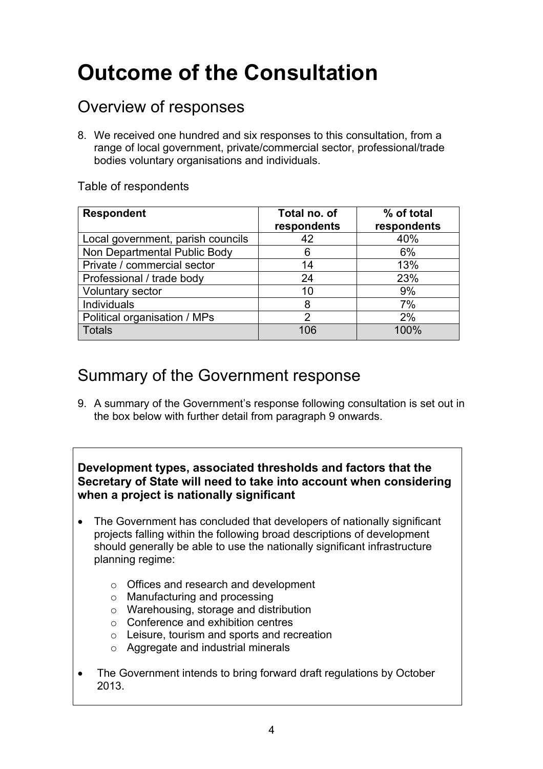# Outcome of the Consultation

## Overview of responses

8. We received one hundred and six responses to this consultation, from a range of local government, private/commercial sector, professional/trade bodies voluntary organisations and individuals.

Table of respondents

| Respondent | Total no. of respondents | % of total respondents |
|---|---|---|
| Local government, parish councils | 42 | 40% |
| Non Departmental Public Body | 6 | 6% |
| Private / commercial sector | 14 | 13% |
| Professional / trade body | 24 | 23% |
| Voluntary sector | 10 | 9% |
| Individuals | 8 | 7% |
| Political organisation / MPs | 2 | 2% |
| Totals | 106 | 100% |

## Summary of the Government response

9. A summary of the Government's response following consultation is set out in the box below with further detail from paragraph 9 onwards.

**Development types, associated thresholds and factors that the Secretary of State will need to take into account when considering when a project is nationally significant**

- The Government has concluded that developers of nationally significant projects falling within the following broad descriptions of development should generally be able to use the nationally significant infrastructure planning regime:
  - Offices and research and development
  - Manufacturing and processing
  - Warehousing, storage and distribution
  - Conference and exhibition centres
  - Leisure, tourism and sports and recreation
  - Aggregate and industrial minerals
- The Government intends to bring forward draft regulations by October 2013.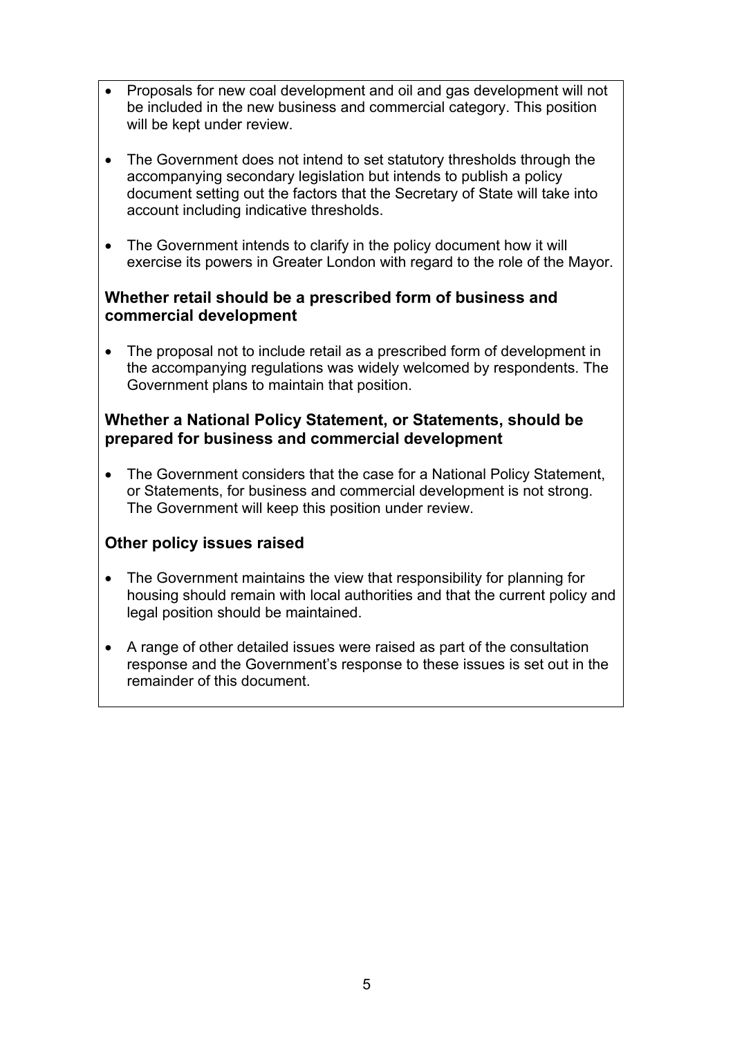- Proposals for new coal development and oil and gas development will not be included in the new business and commercial category. This position will be kept under review.

- The Government does not intend to set statutory thresholds through the accompanying secondary legislation but intends to publish a policy document setting out the factors that the Secretary of State will take into account including indicative thresholds.

- The Government intends to clarify in the policy document how it will exercise its powers in Greater London with regard to the role of the Mayor.

**Whether retail should be a prescribed form of business and commercial development**

- The proposal not to include retail as a prescribed form of development in the accompanying regulations was widely welcomed by respondents. The Government plans to maintain that position.

**Whether a National Policy Statement, or Statements, should be prepared for business and commercial development**

- The Government considers that the case for a National Policy Statement, or Statements, for business and commercial development is not strong. The Government will keep this position under review.

**Other policy issues raised**

- The Government maintains the view that responsibility for planning for housing should remain with local authorities and that the current policy and legal position should be maintained.

- A range of other detailed issues were raised as part of the consultation response and the Government's response to these issues is set out in the remainder of this document.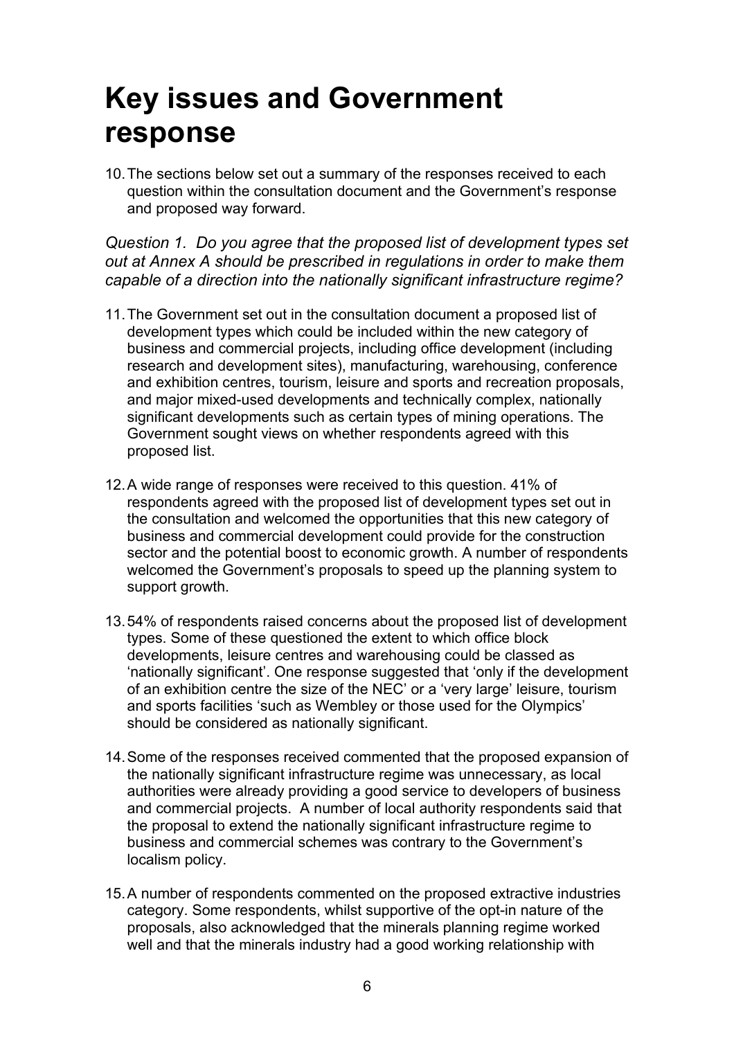# Key issues and Government response

10. The sections below set out a summary of the responses received to each question within the consultation document and the Government's response and proposed way forward.

*Question 1. Do you agree that the proposed list of development types set out at Annex A should be prescribed in regulations in order to make them capable of a direction into the nationally significant infrastructure regime?*

11. The Government set out in the consultation document a proposed list of development types which could be included within the new category of business and commercial projects, including office development (including research and development sites), manufacturing, warehousing, conference and exhibition centres, tourism, leisure and sports and recreation proposals, and major mixed-used developments and technically complex, nationally significant developments such as certain types of mining operations. The Government sought views on whether respondents agreed with this proposed list.

12. A wide range of responses were received to this question. 41% of respondents agreed with the proposed list of development types set out in the consultation and welcomed the opportunities that this new category of business and commercial development could provide for the construction sector and the potential boost to economic growth. A number of respondents welcomed the Government's proposals to speed up the planning system to support growth.

13. 54% of respondents raised concerns about the proposed list of development types. Some of these questioned the extent to which office block developments, leisure centres and warehousing could be classed as 'nationally significant'. One response suggested that 'only if the development of an exhibition centre the size of the NEC' or a 'very large' leisure, tourism and sports facilities 'such as Wembley or those used for the Olympics' should be considered as nationally significant.

14. Some of the responses received commented that the proposed expansion of the nationally significant infrastructure regime was unnecessary, as local authorities were already providing a good service to developers of business and commercial projects. A number of local authority respondents said that the proposal to extend the nationally significant infrastructure regime to business and commercial schemes was contrary to the Government's localism policy.

15. A number of respondents commented on the proposed extractive industries category. Some respondents, whilst supportive of the opt-in nature of the proposals, also acknowledged that the minerals planning regime worked well and that the minerals industry had a good working relationship with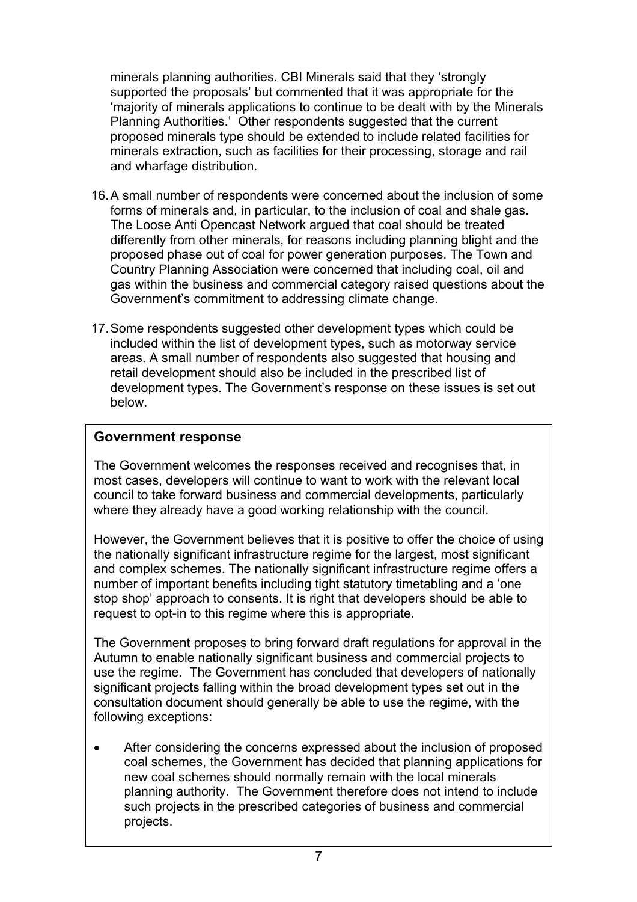minerals planning authorities. CBI Minerals said that they 'strongly supported the proposals' but commented that it was appropriate for the 'majority of minerals applications to continue to be dealt with by the Minerals Planning Authorities.' Other respondents suggested that the current proposed minerals type should be extended to include related facilities for minerals extraction, such as facilities for their processing, storage and rail and wharfage distribution.

16. A small number of respondents were concerned about the inclusion of some forms of minerals and, in particular, to the inclusion of coal and shale gas. The Loose Anti Opencast Network argued that coal should be treated differently from other minerals, for reasons including planning blight and the proposed phase out of coal for power generation purposes. The Town and Country Planning Association were concerned that including coal, oil and gas within the business and commercial category raised questions about the Government's commitment to addressing climate change.

17. Some respondents suggested other development types which could be included within the list of development types, such as motorway service areas. A small number of respondents also suggested that housing and retail development should also be included in the prescribed list of development types. The Government's response on these issues is set out below.

**Government response**

The Government welcomes the responses received and recognises that, in most cases, developers will continue to want to work with the relevant local council to take forward business and commercial developments, particularly where they already have a good working relationship with the council.

However, the Government believes that it is positive to offer the choice of using the nationally significant infrastructure regime for the largest, most significant and complex schemes. The nationally significant infrastructure regime offers a number of important benefits including tight statutory timetabling and a 'one stop shop' approach to consents. It is right that developers should be able to request to opt-in to this regime where this is appropriate.

The Government proposes to bring forward draft regulations for approval in the Autumn to enable nationally significant business and commercial projects to use the regime. The Government has concluded that developers of nationally significant projects falling within the broad development types set out in the consultation document should generally be able to use the regime, with the following exceptions:

- After considering the concerns expressed about the inclusion of proposed coal schemes, the Government has decided that planning applications for new coal schemes should normally remain with the local minerals planning authority. The Government therefore does not intend to include such projects in the prescribed categories of business and commercial projects.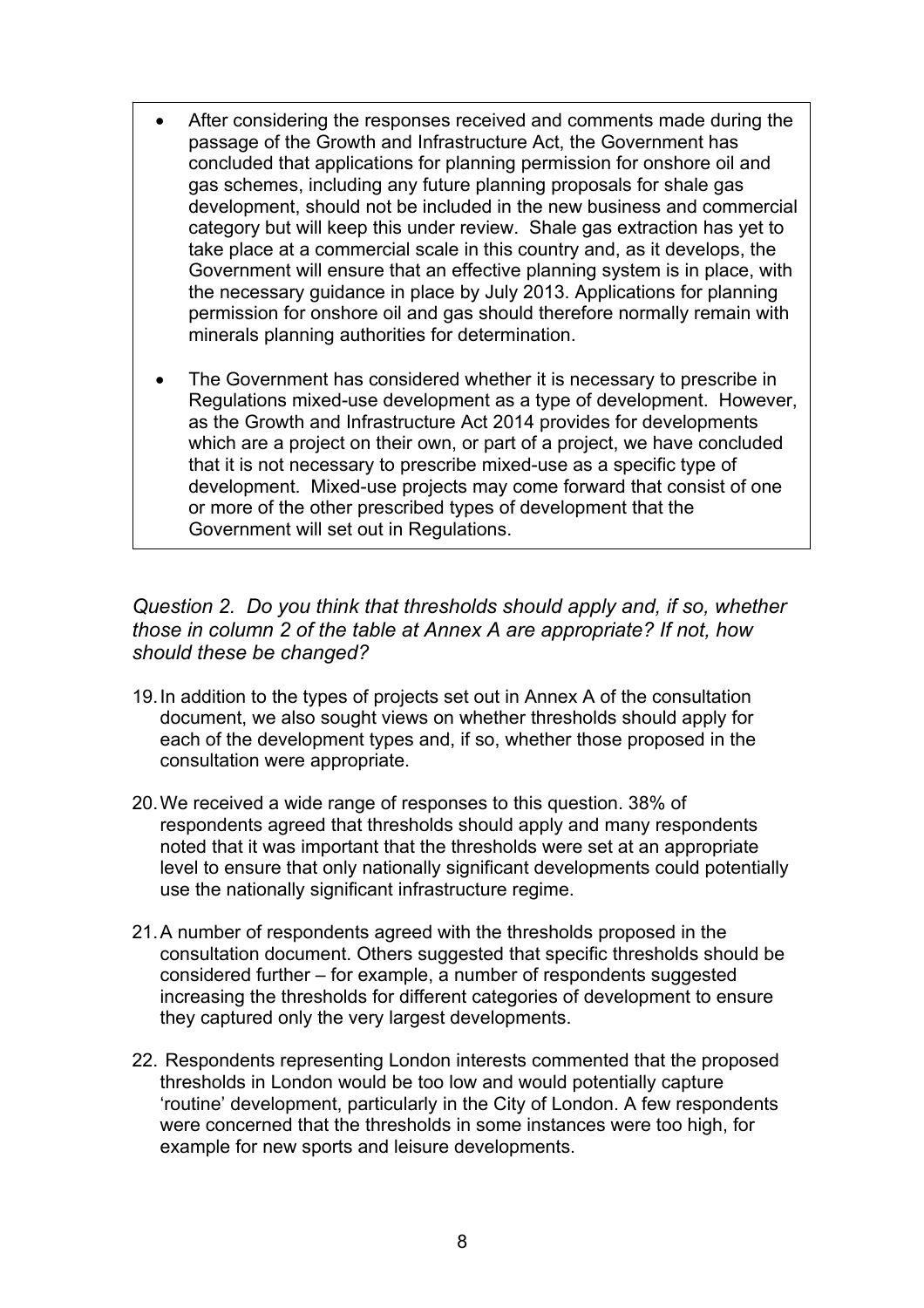- After considering the responses received and comments made during the passage of the Growth and Infrastructure Act, the Government has concluded that applications for planning permission for onshore oil and gas schemes, including any future planning proposals for shale gas development, should not be included in the new business and commercial category but will keep this under review. Shale gas extraction has yet to take place at a commercial scale in this country and, as it develops, the Government will ensure that an effective planning system is in place, with the necessary guidance in place by July 2013. Applications for planning permission for onshore oil and gas should therefore normally remain with minerals planning authorities for determination.

- The Government has considered whether it is necessary to prescribe in Regulations mixed-use development as a type of development. However, as the Growth and Infrastructure Act 2014 provides for developments which are a project on their own, or part of a project, we have concluded that it is not necessary to prescribe mixed-use as a specific type of development. Mixed-use projects may come forward that consist of one or more of the other prescribed types of development that the Government will set out in Regulations.

*Question 2. Do you think that thresholds should apply and, if so, whether those in column 2 of the table at Annex A are appropriate? If not, how should these be changed?*

19. In addition to the types of projects set out in Annex A of the consultation document, we also sought views on whether thresholds should apply for each of the development types and, if so, whether those proposed in the consultation were appropriate.

20. We received a wide range of responses to this question. 38% of respondents agreed that thresholds should apply and many respondents noted that it was important that the thresholds were set at an appropriate level to ensure that only nationally significant developments could potentially use the nationally significant infrastructure regime.

21. A number of respondents agreed with the thresholds proposed in the consultation document. Others suggested that specific thresholds should be considered further – for example, a number of respondents suggested increasing the thresholds for different categories of development to ensure they captured only the very largest developments.

22. Respondents representing London interests commented that the proposed thresholds in London would be too low and would potentially capture 'routine' development, particularly in the City of London. A few respondents were concerned that the thresholds in some instances were too high, for example for new sports and leisure developments.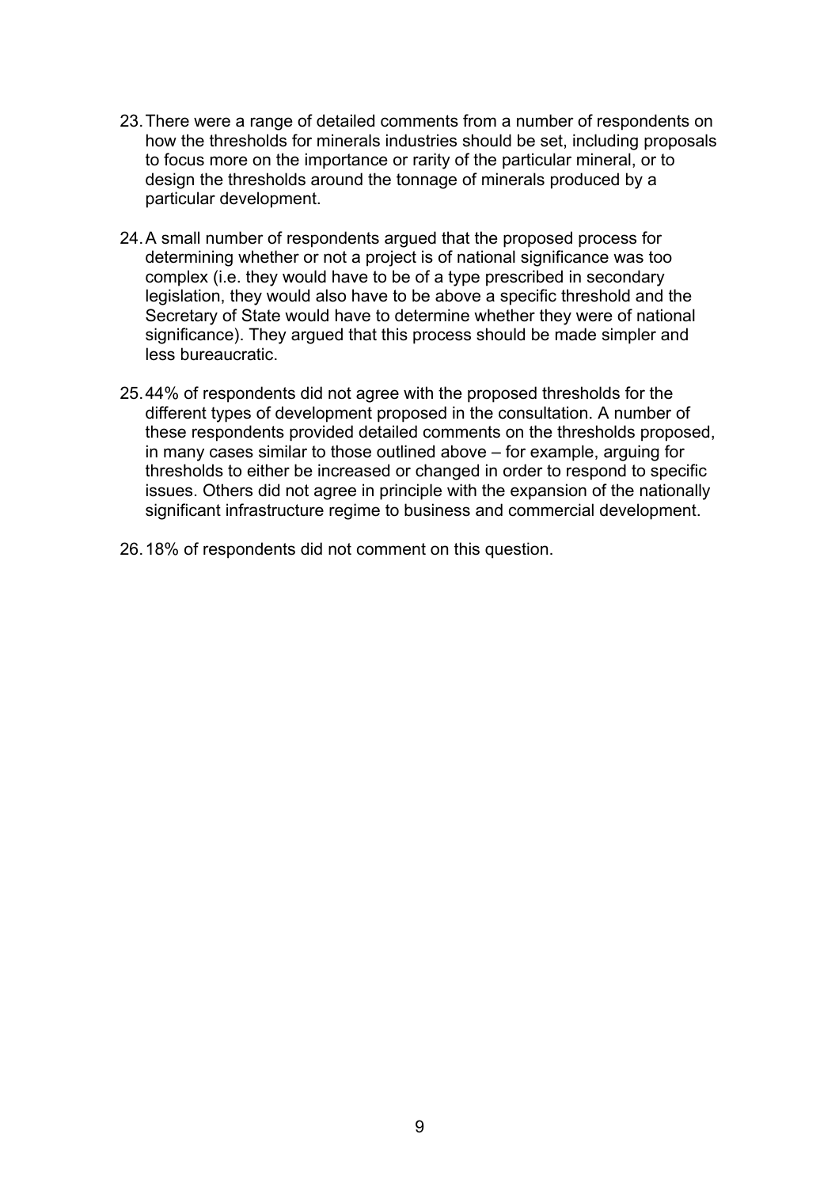23. There were a range of detailed comments from a number of respondents on how the thresholds for minerals industries should be set, including proposals to focus more on the importance or rarity of the particular mineral, or to design the thresholds around the tonnage of minerals produced by a particular development.

24. A small number of respondents argued that the proposed process for determining whether or not a project is of national significance was too complex (i.e. they would have to be of a type prescribed in secondary legislation, they would also have to be above a specific threshold and the Secretary of State would have to determine whether they were of national significance). They argued that this process should be made simpler and less bureaucratic.

25. 44% of respondents did not agree with the proposed thresholds for the different types of development proposed in the consultation. A number of these respondents provided detailed comments on the thresholds proposed, in many cases similar to those outlined above – for example, arguing for thresholds to either be increased or changed in order to respond to specific issues. Others did not agree in principle with the expansion of the nationally significant infrastructure regime to business and commercial development.

26. 18% of respondents did not comment on this question.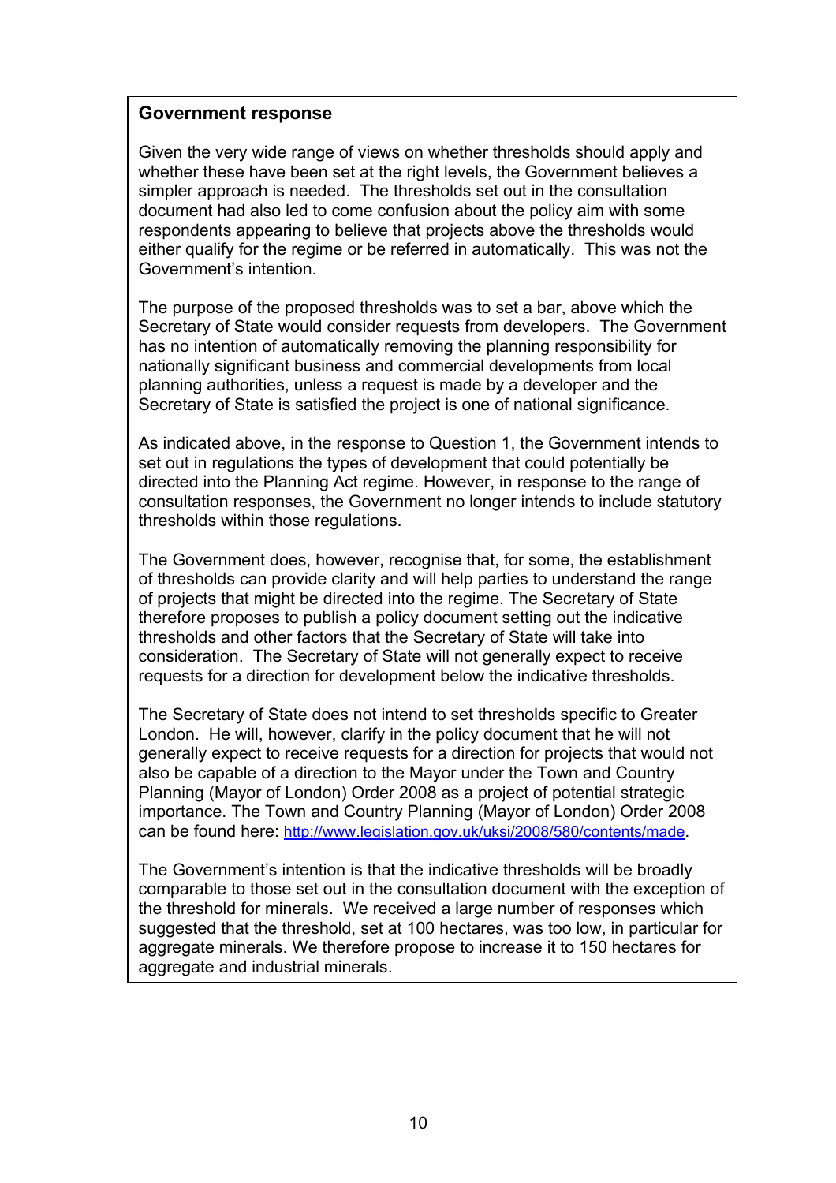**Government response**

Given the very wide range of views on whether thresholds should apply and whether these have been set at the right levels, the Government believes a simpler approach is needed. The thresholds set out in the consultation document had also led to come confusion about the policy aim with some respondents appearing to believe that projects above the thresholds would either qualify for the regime or be referred in automatically. This was not the Government's intention.

The purpose of the proposed thresholds was to set a bar, above which the Secretary of State would consider requests from developers. The Government has no intention of automatically removing the planning responsibility for nationally significant business and commercial developments from local planning authorities, unless a request is made by a developer and the Secretary of State is satisfied the project is one of national significance.

As indicated above, in the response to Question 1, the Government intends to set out in regulations the types of development that could potentially be directed into the Planning Act regime. However, in response to the range of consultation responses, the Government no longer intends to include statutory thresholds within those regulations.

The Government does, however, recognise that, for some, the establishment of thresholds can provide clarity and will help parties to understand the range of projects that might be directed into the regime. The Secretary of State therefore proposes to publish a policy document setting out the indicative thresholds and other factors that the Secretary of State will take into consideration. The Secretary of State will not generally expect to receive requests for a direction for development below the indicative thresholds.

The Secretary of State does not intend to set thresholds specific to Greater London. He will, however, clarify in the policy document that he will not generally expect to receive requests for a direction for projects that would not also be capable of a direction to the Mayor under the Town and Country Planning (Mayor of London) Order 2008 as a project of potential strategic importance. The Town and Country Planning (Mayor of London) Order 2008 can be found here: http://www.legislation.gov.uk/uksi/2008/580/contents/made.

The Government's intention is that the indicative thresholds will be broadly comparable to those set out in the consultation document with the exception of the threshold for minerals. We received a large number of responses which suggested that the threshold, set at 100 hectares, was too low, in particular for aggregate minerals. We therefore propose to increase it to 150 hectares for aggregate and industrial minerals.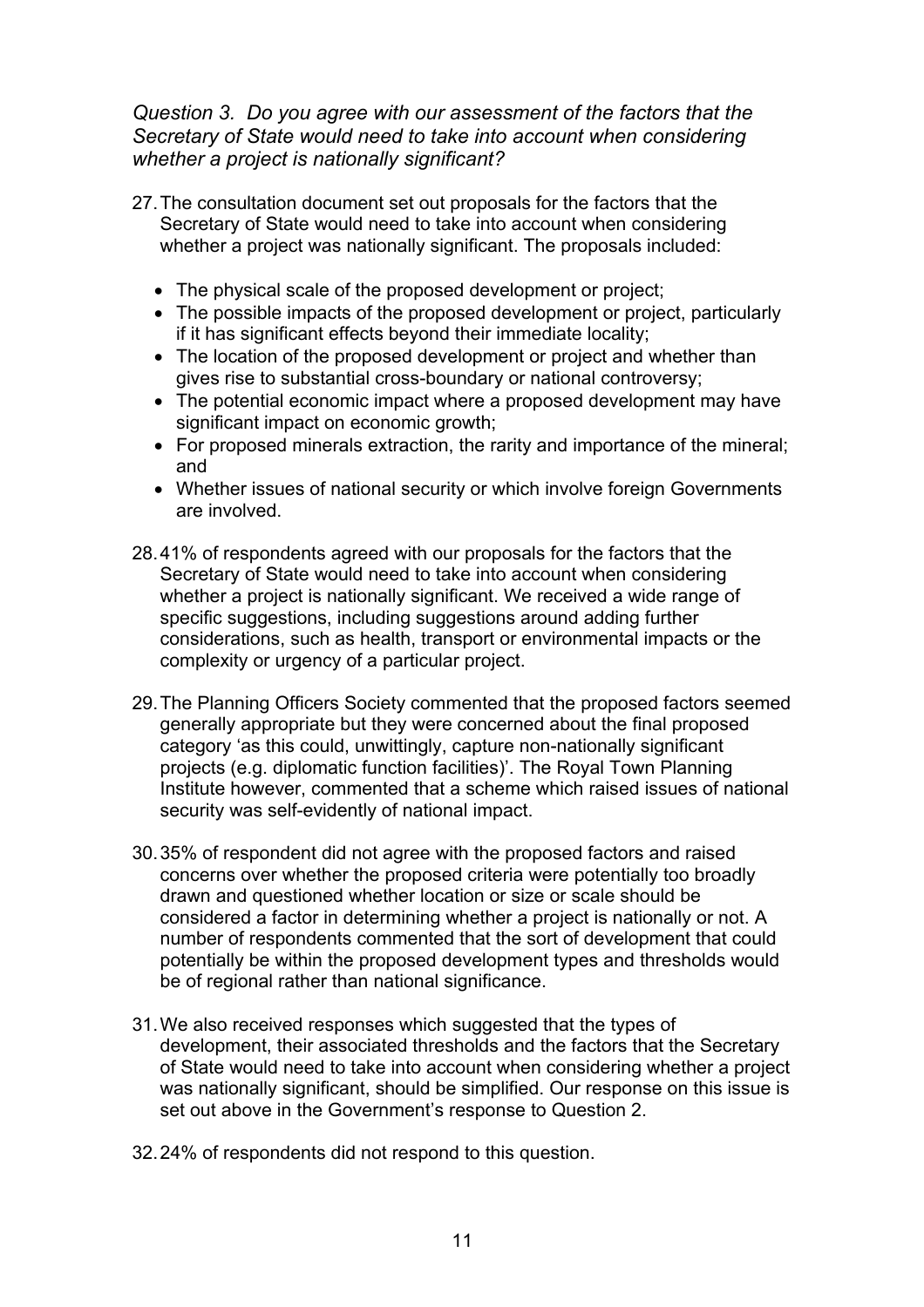*Question 3. Do you agree with our assessment of the factors that the Secretary of State would need to take into account when considering whether a project is nationally significant?*

27. The consultation document set out proposals for the factors that the Secretary of State would need to take into account when considering whether a project was nationally significant. The proposals included:

    - The physical scale of the proposed development or project;
    - The possible impacts of the proposed development or project, particularly if it has significant effects beyond their immediate locality;
    - The location of the proposed development or project and whether than gives rise to substantial cross-boundary or national controversy;
    - The potential economic impact where a proposed development may have significant impact on economic growth;
    - For proposed minerals extraction, the rarity and importance of the mineral; and
    - Whether issues of national security or which involve foreign Governments are involved.

28. 41% of respondents agreed with our proposals for the factors that the Secretary of State would need to take into account when considering whether a project is nationally significant. We received a wide range of specific suggestions, including suggestions around adding further considerations, such as health, transport or environmental impacts or the complexity or urgency of a particular project.

29. The Planning Officers Society commented that the proposed factors seemed generally appropriate but they were concerned about the final proposed category 'as this could, unwittingly, capture non-nationally significant projects (e.g. diplomatic function facilities)'. The Royal Town Planning Institute however, commented that a scheme which raised issues of national security was self-evidently of national impact.

30. 35% of respondent did not agree with the proposed factors and raised concerns over whether the proposed criteria were potentially too broadly drawn and questioned whether location or size or scale should be considered a factor in determining whether a project is nationally or not. A number of respondents commented that the sort of development that could potentially be within the proposed development types and thresholds would be of regional rather than national significance.

31. We also received responses which suggested that the types of development, their associated thresholds and the factors that the Secretary of State would need to take into account when considering whether a project was nationally significant, should be simplified. Our response on this issue is set out above in the Government's response to Question 2.

32. 24% of respondents did not respond to this question.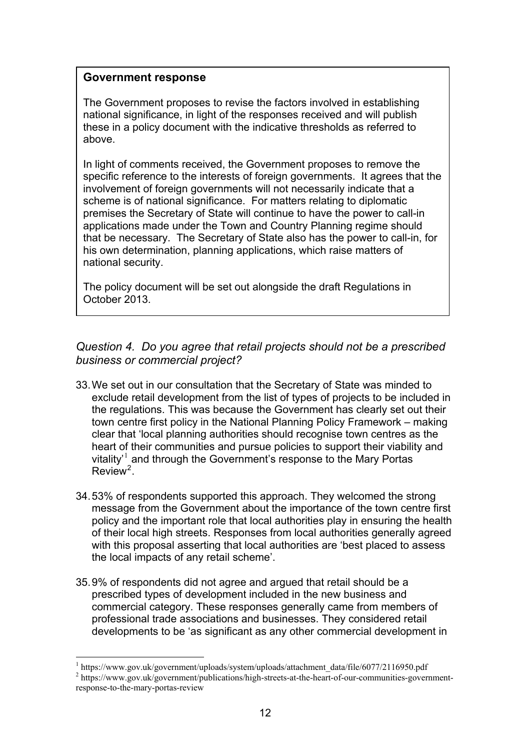**Government response**

The Government proposes to revise the factors involved in establishing national significance, in light of the responses received and will publish these in a policy document with the indicative thresholds as referred to above.

In light of comments received, the Government proposes to remove the specific reference to the interests of foreign governments. It agrees that the involvement of foreign governments will not necessarily indicate that a scheme is of national significance. For matters relating to diplomatic premises the Secretary of State will continue to have the power to call-in applications made under the Town and Country Planning regime should that be necessary. The Secretary of State also has the power to call-in, for his own determination, planning applications, which raise matters of national security.

The policy document will be set out alongside the draft Regulations in October 2013.

*Question 4. Do you agree that retail projects should not be a prescribed business or commercial project?*

33. We set out in our consultation that the Secretary of State was minded to exclude retail development from the list of types of projects to be included in the regulations. This was because the Government has clearly set out their town centre first policy in the National Planning Policy Framework – making clear that 'local planning authorities should recognise town centres as the heart of their communities and pursue policies to support their viability and vitality'[1] and through the Government's response to the Mary Portas Review[2].

34. 53% of respondents supported this approach. They welcomed the strong message from the Government about the importance of the town centre first policy and the important role that local authorities play in ensuring the health of their local high streets. Responses from local authorities generally agreed with this proposal asserting that local authorities are 'best placed to assess the local impacts of any retail scheme'.

35. 9% of respondents did not agree and argued that retail should be a prescribed types of development included in the new business and commercial category. These responses generally came from members of professional trade associations and businesses. They considered retail developments to be 'as significant as any other commercial development in

[1] https://www.gov.uk/government/uploads/system/uploads/attachment_data/file/6077/2116950.pdf
[2] https://www.gov.uk/government/publications/high-streets-at-the-heart-of-our-communities-government-response-to-the-mary-portas-review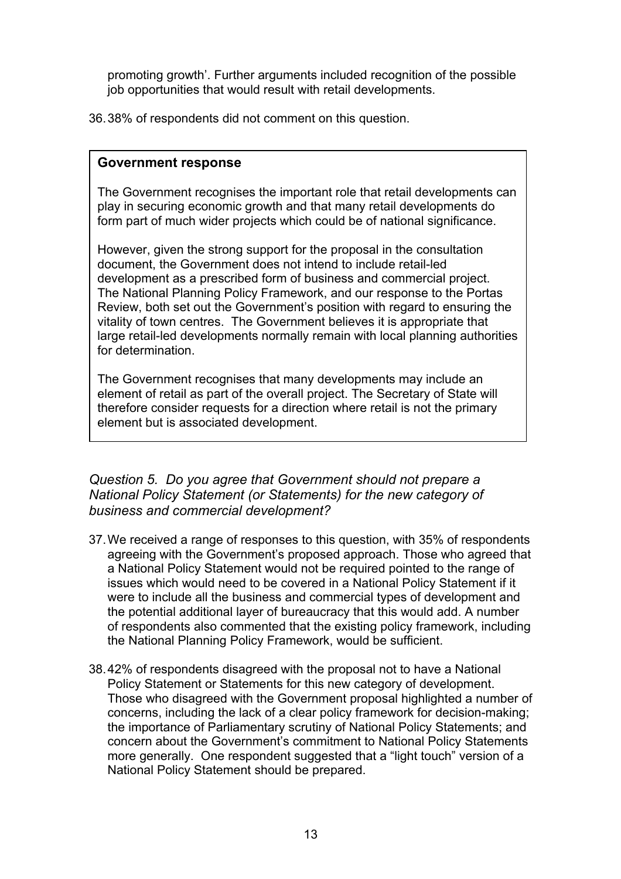promoting growth'. Further arguments included recognition of the possible job opportunities that would result with retail developments.

36. 38% of respondents did not comment on this question.

> **Government response**
>
> The Government recognises the important role that retail developments can play in securing economic growth and that many retail developments do form part of much wider projects which could be of national significance.
>
> However, given the strong support for the proposal in the consultation document, the Government does not intend to include retail-led development as a prescribed form of business and commercial project. The National Planning Policy Framework, and our response to the Portas Review, both set out the Government's position with regard to ensuring the vitality of town centres. The Government believes it is appropriate that large retail-led developments normally remain with local planning authorities for determination.
>
> The Government recognises that many developments may include an element of retail as part of the overall project. The Secretary of State will therefore consider requests for a direction where retail is not the primary element but is associated development.

*Question 5. Do you agree that Government should not prepare a National Policy Statement (or Statements) for the new category of business and commercial development?*

37. We received a range of responses to this question, with 35% of respondents agreeing with the Government's proposed approach. Those who agreed that a National Policy Statement would not be required pointed to the range of issues which would need to be covered in a National Policy Statement if it were to include all the business and commercial types of development and the potential additional layer of bureaucracy that this would add. A number of respondents also commented that the existing policy framework, including the National Planning Policy Framework, would be sufficient.

38. 42% of respondents disagreed with the proposal not to have a National Policy Statement or Statements for this new category of development. Those who disagreed with the Government proposal highlighted a number of concerns, including the lack of a clear policy framework for decision-making; the importance of Parliamentary scrutiny of National Policy Statements; and concern about the Government's commitment to National Policy Statements more generally. One respondent suggested that a "light touch" version of a National Policy Statement should be prepared.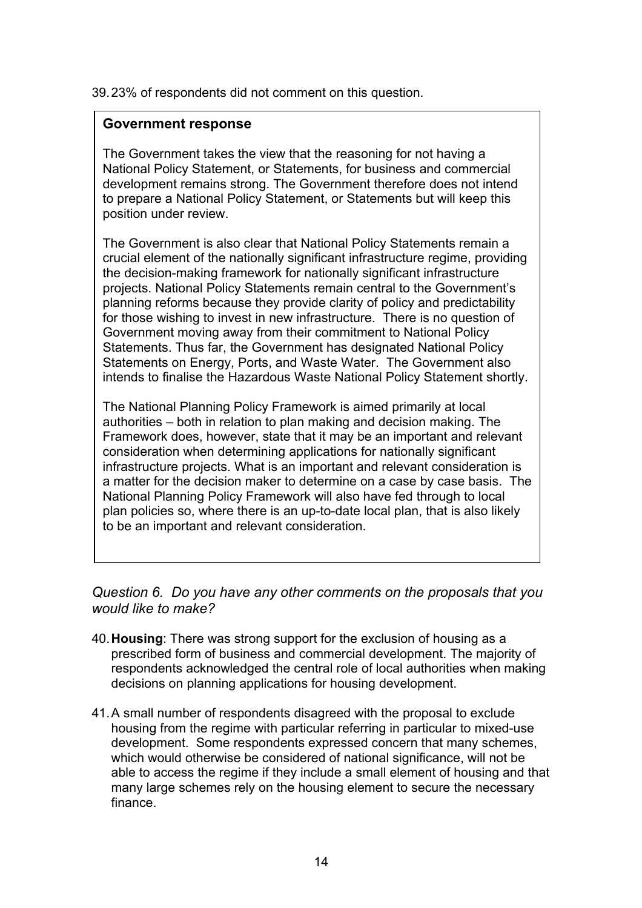39. 23% of respondents did not comment on this question.

> **Government response**
>
> The Government takes the view that the reasoning for not having a National Policy Statement, or Statements, for business and commercial development remains strong. The Government therefore does not intend to prepare a National Policy Statement, or Statements but will keep this position under review.
>
> The Government is also clear that National Policy Statements remain a crucial element of the nationally significant infrastructure regime, providing the decision-making framework for nationally significant infrastructure projects. National Policy Statements remain central to the Government's planning reforms because they provide clarity of policy and predictability for those wishing to invest in new infrastructure. There is no question of Government moving away from their commitment to National Policy Statements. Thus far, the Government has designated National Policy Statements on Energy, Ports, and Waste Water. The Government also intends to finalise the Hazardous Waste National Policy Statement shortly.
>
> The National Planning Policy Framework is aimed primarily at local authorities – both in relation to plan making and decision making. The Framework does, however, state that it may be an important and relevant consideration when determining applications for nationally significant infrastructure projects. What is an important and relevant consideration is a matter for the decision maker to determine on a case by case basis. The National Planning Policy Framework will also have fed through to local plan policies so, where there is an up-to-date local plan, that is also likely to be an important and relevant consideration.

*Question 6. Do you have any other comments on the proposals that you would like to make?*

40. **Housing**: There was strong support for the exclusion of housing as a prescribed form of business and commercial development. The majority of respondents acknowledged the central role of local authorities when making decisions on planning applications for housing development.

41. A small number of respondents disagreed with the proposal to exclude housing from the regime with particular referring in particular to mixed-use development. Some respondents expressed concern that many schemes, which would otherwise be considered of national significance, will not be able to access the regime if they include a small element of housing and that many large schemes rely on the housing element to secure the necessary finance.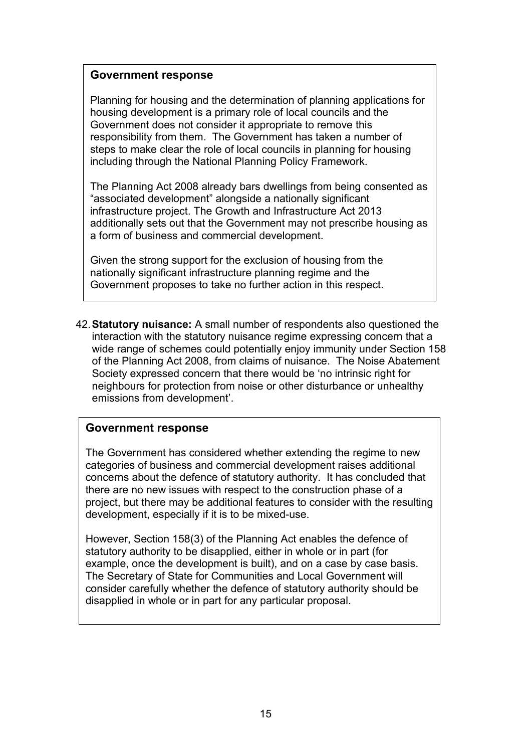**Government response**

Planning for housing and the determination of planning applications for housing development is a primary role of local councils and the Government does not consider it appropriate to remove this responsibility from them. The Government has taken a number of steps to make clear the role of local councils in planning for housing including through the National Planning Policy Framework.

The Planning Act 2008 already bars dwellings from being consented as "associated development" alongside a nationally significant infrastructure project. The Growth and Infrastructure Act 2013 additionally sets out that the Government may not prescribe housing as a form of business and commercial development.

Given the strong support for the exclusion of housing from the nationally significant infrastructure planning regime and the Government proposes to take no further action in this respect.

42. **Statutory nuisance:** A small number of respondents also questioned the interaction with the statutory nuisance regime expressing concern that a wide range of schemes could potentially enjoy immunity under Section 158 of the Planning Act 2008, from claims of nuisance. The Noise Abatement Society expressed concern that there would be 'no intrinsic right for neighbours for protection from noise or other disturbance or unhealthy emissions from development'.

**Government response**

The Government has considered whether extending the regime to new categories of business and commercial development raises additional concerns about the defence of statutory authority. It has concluded that there are no new issues with respect to the construction phase of a project, but there may be additional features to consider with the resulting development, especially if it is to be mixed-use.

However, Section 158(3) of the Planning Act enables the defence of statutory authority to be disapplied, either in whole or in part (for example, once the development is built), and on a case by case basis. The Secretary of State for Communities and Local Government will consider carefully whether the defence of statutory authority should be disapplied in whole or in part for any particular proposal.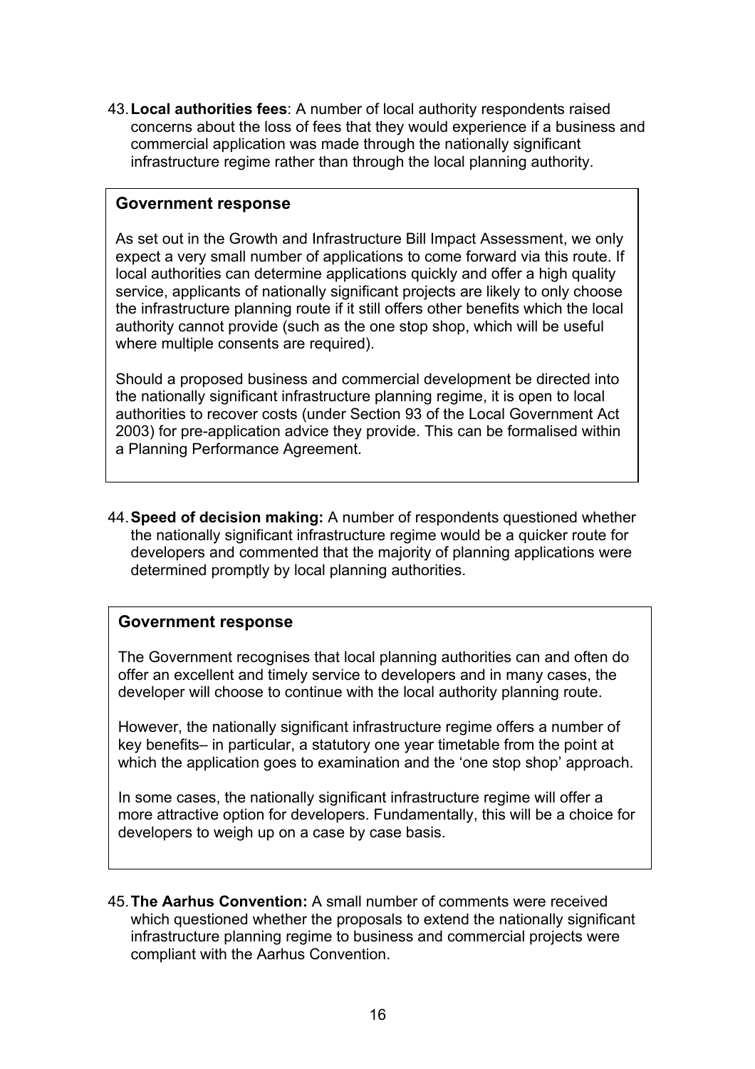43. **Local authorities fees**: A number of local authority respondents raised concerns about the loss of fees that they would experience if a business and commercial application was made through the nationally significant infrastructure regime rather than through the local planning authority.

> **Government response**
>
> As set out in the Growth and Infrastructure Bill Impact Assessment, we only expect a very small number of applications to come forward via this route. If local authorities can determine applications quickly and offer a high quality service, applicants of nationally significant projects are likely to only choose the infrastructure planning route if it still offers other benefits which the local authority cannot provide (such as the one stop shop, which will be useful where multiple consents are required).
>
> Should a proposed business and commercial development be directed into the nationally significant infrastructure planning regime, it is open to local authorities to recover costs (under Section 93 of the Local Government Act 2003) for pre-application advice they provide. This can be formalised within a Planning Performance Agreement.

44. **Speed of decision making:** A number of respondents questioned whether the nationally significant infrastructure regime would be a quicker route for developers and commented that the majority of planning applications were determined promptly by local planning authorities.

> **Government response**
>
> The Government recognises that local planning authorities can and often do offer an excellent and timely service to developers and in many cases, the developer will choose to continue with the local authority planning route.
>
> However, the nationally significant infrastructure regime offers a number of key benefits– in particular, a statutory one year timetable from the point at which the application goes to examination and the 'one stop shop' approach.
>
> In some cases, the nationally significant infrastructure regime will offer a more attractive option for developers. Fundamentally, this will be a choice for developers to weigh up on a case by case basis.

45. **The Aarhus Convention:** A small number of comments were received which questioned whether the proposals to extend the nationally significant infrastructure planning regime to business and commercial projects were compliant with the Aarhus Convention.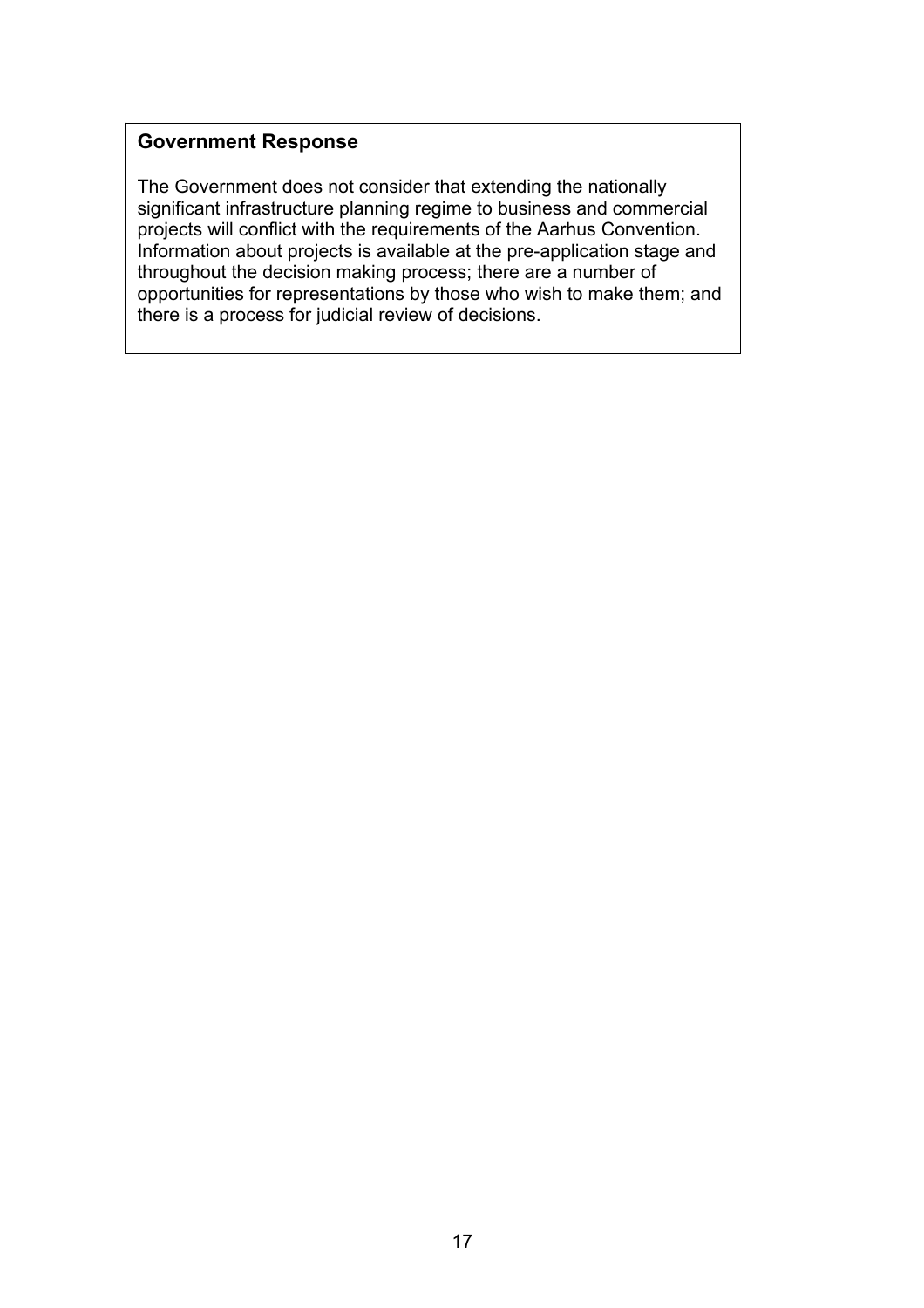**Government Response**

The Government does not consider that extending the nationally significant infrastructure planning regime to business and commercial projects will conflict with the requirements of the Aarhus Convention. Information about projects is available at the pre-application stage and throughout the decision making process; there are a number of opportunities for representations by those who wish to make them; and there is a process for judicial review of decisions.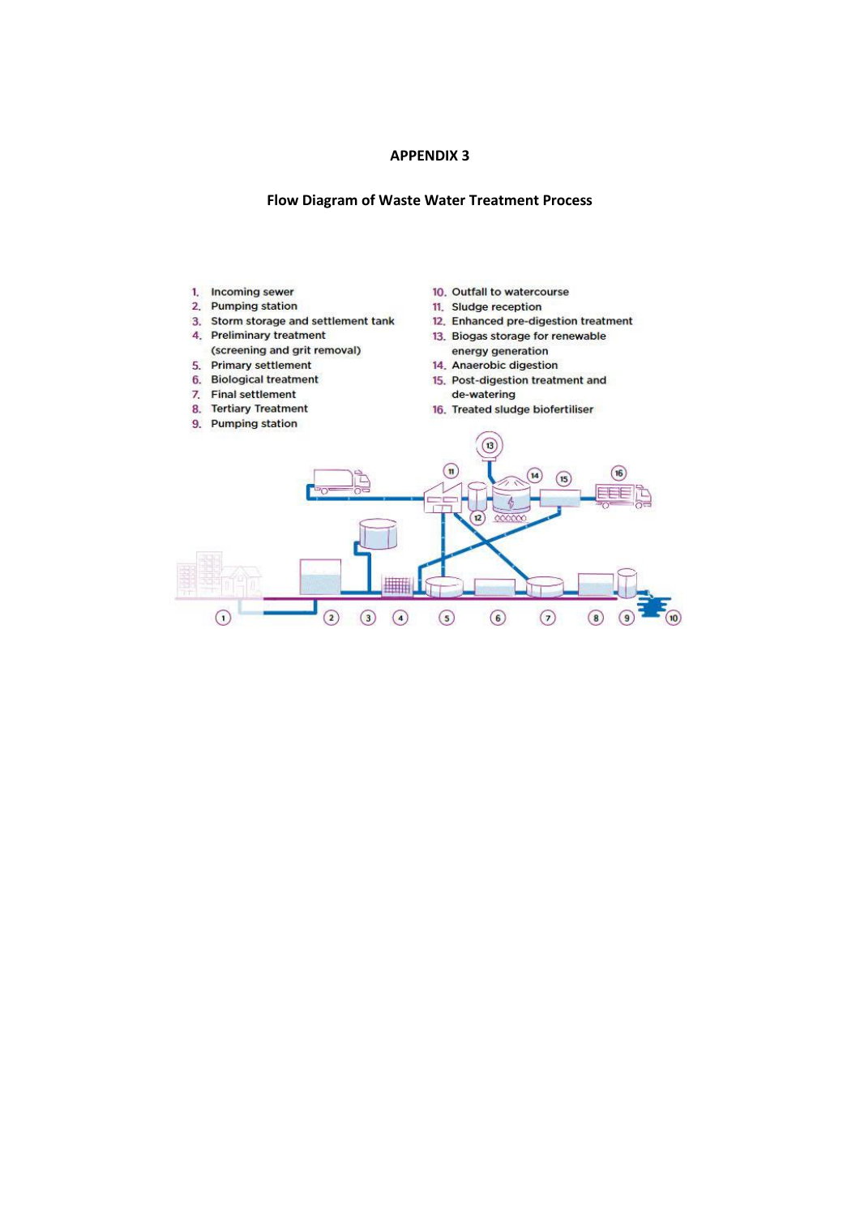**APPENDIX 3**

**Flow Diagram of Waste Water Treatment Process**

1. Incoming sewer
2. Pumping station
3. Storm storage and settlement tank
4. Preliminary treatment (screening and grit removal)
5. Primary settlement
6. Biological treatment
7. Final settlement
8. Tertiary Treatment
9. Pumping station
10. Outfall to watercourse
11. Sludge reception
12. Enhanced pre-digestion treatment
13. Biogas storage for renewable energy generation
14. Anaerobic digestion
15. Post-digestion treatment and de-watering
16. Treated sludge biofertiliser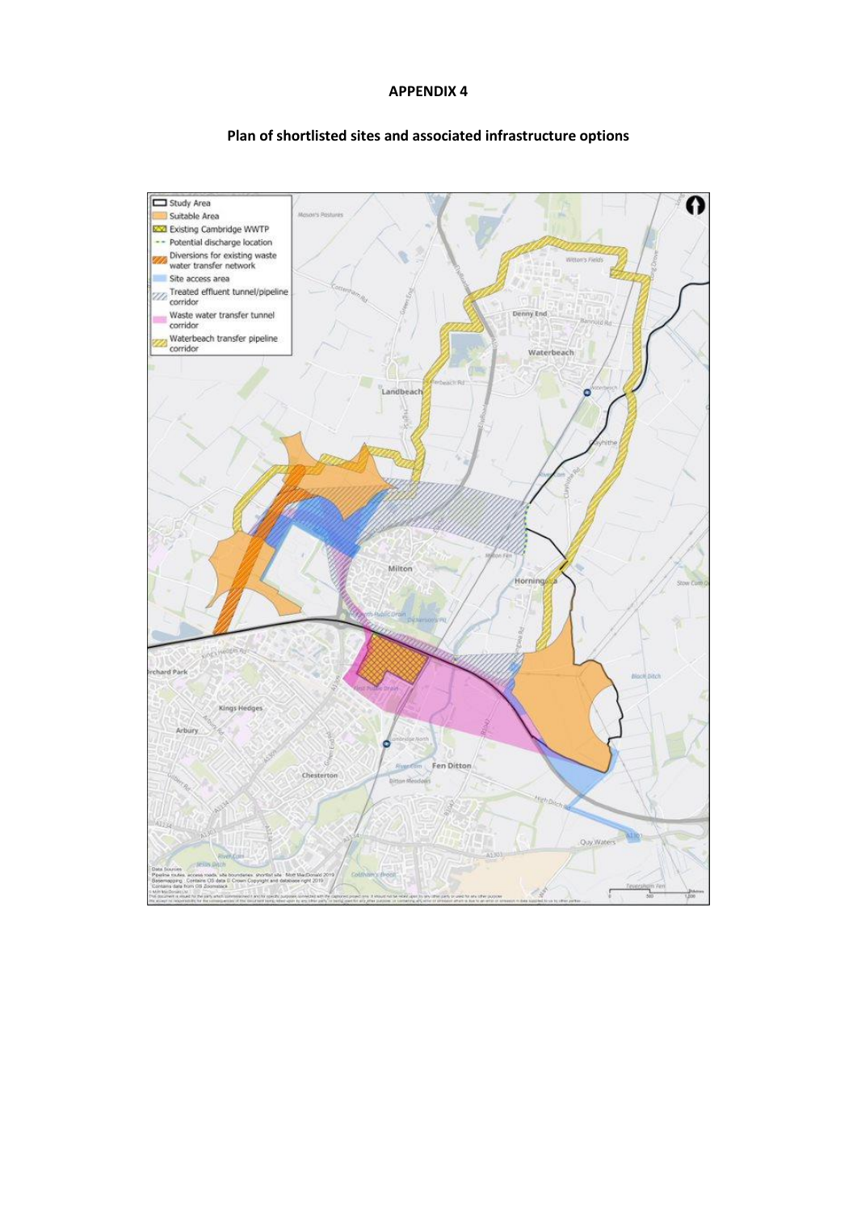**APPENDIX 4**

**Plan of shortlisted sites and associated infrastructure options**

Study Area
Suitable Area
Existing Cambridge WWTP
Potential discharge location
Diversions for existing waste water transfer network
Site access area
Treated effluent tunnel/pipeline corridor
Waste water transfer tunnel corridor
Waterbeach transfer pipeline corridor